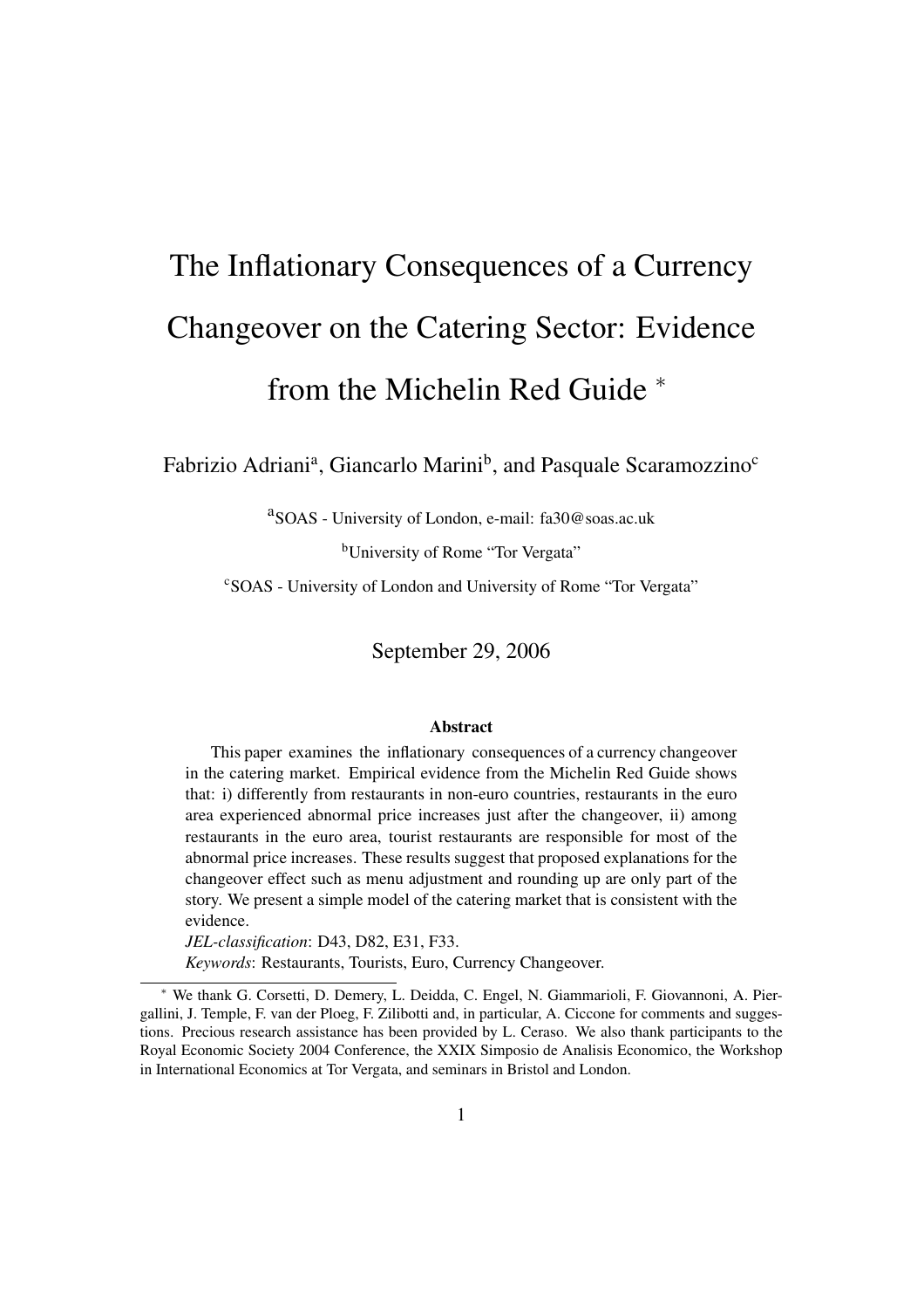# The Inflationary Consequences of a Currency Changeover on the Catering Sector: Evidence from the Michelin Red Guide *

Fabrizio Adriani[a], Giancarlo Marini[b], and Pasquale Scaramozzino[c]

[a]SOAS - University of London, e-mail: fa30@soas.ac.uk

[b]University of Rome "Tor Vergata"

[c]SOAS - University of London and University of Rome "Tor Vergata"

September 29, 2006

**Abstract**

This paper examines the inflationary consequences of a currency changeover in the catering market. Empirical evidence from the Michelin Red Guide shows that: i) differently from restaurants in non-euro countries, restaurants in the euro area experienced abnormal price increases just after the changeover, ii) among restaurants in the euro area, tourist restaurants are responsible for most of the abnormal price increases. These results suggest that proposed explanations for the changeover effect such as menu adjustment and rounding up are only part of the story. We present a simple model of the catering market that is consistent with the evidence.

*JEL-classification*: D43, D82, E31, F33.

*Keywords*: Restaurants, Tourists, Euro, Currency Changeover.

---

* We thank G. Corsetti, D. Demery, L. Deidda, C. Engel, N. Giammarioli, F. Giovannoni, A. Piergallini, J. Temple, F. van der Ploeg, F. Zilibotti and, in particular, A. Ciccone for comments and suggestions. Precious research assistance has been provided by L. Ceraso. We also thank participants to the Royal Economic Society 2004 Conference, the XXIX Simposio de Analisis Economico, the Workshop in International Economics at Tor Vergata, and seminars in Bristol and London.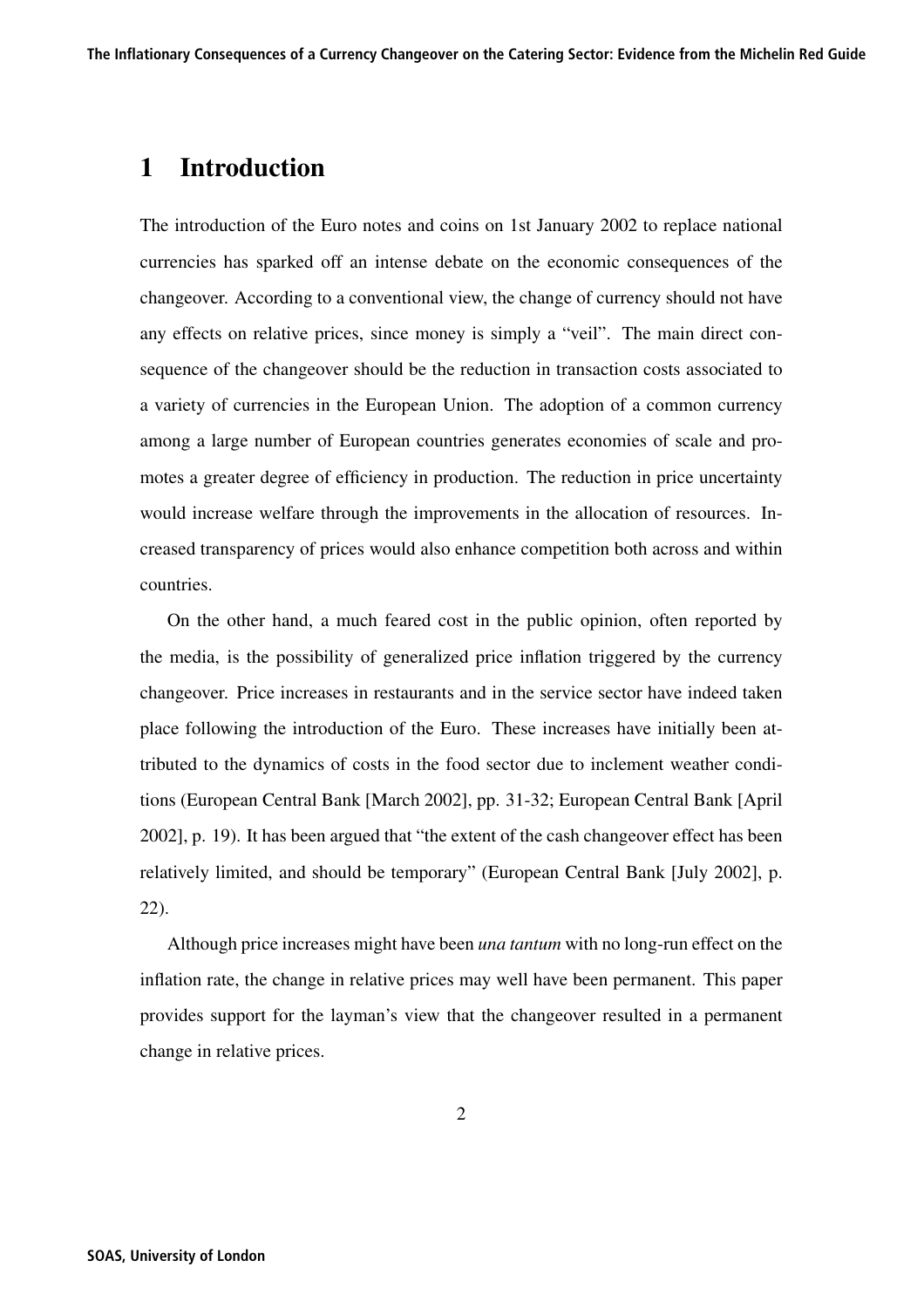# 1 Introduction

The introduction of the Euro notes and coins on 1st January 2002 to replace national currencies has sparked off an intense debate on the economic consequences of the changeover. According to a conventional view, the change of currency should not have any effects on relative prices, since money is simply a "veil". The main direct consequence of the changeover should be the reduction in transaction costs associated to a variety of currencies in the European Union. The adoption of a common currency among a large number of European countries generates economies of scale and promotes a greater degree of efficiency in production. The reduction in price uncertainty would increase welfare through the improvements in the allocation of resources. Increased transparency of prices would also enhance competition both across and within countries.

On the other hand, a much feared cost in the public opinion, often reported by the media, is the possibility of generalized price inflation triggered by the currency changeover. Price increases in restaurants and in the service sector have indeed taken place following the introduction of the Euro. These increases have initially been attributed to the dynamics of costs in the food sector due to inclement weather conditions (European Central Bank [March 2002], pp. 31-32; European Central Bank [April 2002], p. 19). It has been argued that "the extent of the cash changeover effect has been relatively limited, and should be temporary" (European Central Bank [July 2002], p. 22).

Although price increases might have been *una tantum* with no long-run effect on the inflation rate, the change in relative prices may well have been permanent. This paper provides support for the layman's view that the changeover resulted in a permanent change in relative prices.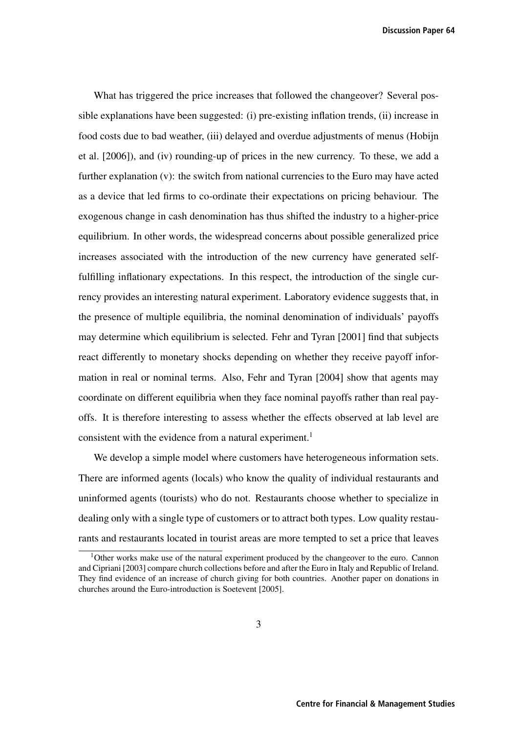What has triggered the price increases that followed the changeover? Several possible explanations have been suggested: (i) pre-existing inflation trends, (ii) increase in food costs due to bad weather, (iii) delayed and overdue adjustments of menus (Hobijn et al. [2006]), and (iv) rounding-up of prices in the new currency. To these, we add a further explanation (v): the switch from national currencies to the Euro may have acted as a device that led firms to co-ordinate their expectations on pricing behaviour. The exogenous change in cash denomination has thus shifted the industry to a higher-price equilibrium. In other words, the widespread concerns about possible generalized price increases associated with the introduction of the new currency have generated self-fulfilling inflationary expectations. In this respect, the introduction of the single currency provides an interesting natural experiment. Laboratory evidence suggests that, in the presence of multiple equilibria, the nominal denomination of individuals' payoffs may determine which equilibrium is selected. Fehr and Tyran [2001] find that subjects react differently to monetary shocks depending on whether they receive payoff information in real or nominal terms. Also, Fehr and Tyran [2004] show that agents may coordinate on different equilibria when they face nominal payoffs rather than real payoffs. It is therefore interesting to assess whether the effects observed at lab level are consistent with the evidence from a natural experiment.[1]

We develop a simple model where customers have heterogeneous information sets. There are informed agents (locals) who know the quality of individual restaurants and uninformed agents (tourists) who do not. Restaurants choose whether to specialize in dealing only with a single type of customers or to attract both types. Low quality restaurants and restaurants located in tourist areas are more tempted to set a price that leaves

[1] Other works make use of the natural experiment produced by the changeover to the euro. Cannon and Cipriani [2003] compare church collections before and after the Euro in Italy and Republic of Ireland. They find evidence of an increase of church giving for both countries. Another paper on donations in churches around the Euro-introduction is Soetevent [2005].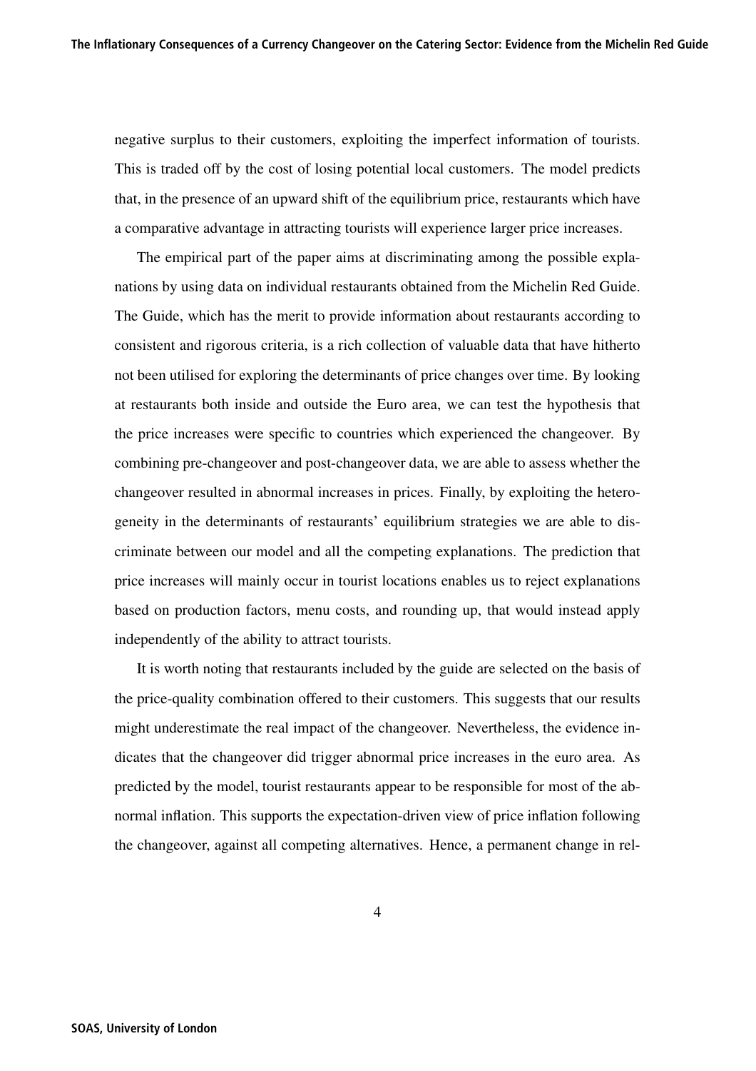negative surplus to their customers, exploiting the imperfect information of tourists. This is traded off by the cost of losing potential local customers. The model predicts that, in the presence of an upward shift of the equilibrium price, restaurants which have a comparative advantage in attracting tourists will experience larger price increases.

The empirical part of the paper aims at discriminating among the possible explanations by using data on individual restaurants obtained from the Michelin Red Guide. The Guide, which has the merit to provide information about restaurants according to consistent and rigorous criteria, is a rich collection of valuable data that have hitherto not been utilised for exploring the determinants of price changes over time. By looking at restaurants both inside and outside the Euro area, we can test the hypothesis that the price increases were specific to countries which experienced the changeover. By combining pre-changeover and post-changeover data, we are able to assess whether the changeover resulted in abnormal increases in prices. Finally, by exploiting the heterogeneity in the determinants of restaurants' equilibrium strategies we are able to discriminate between our model and all the competing explanations. The prediction that price increases will mainly occur in tourist locations enables us to reject explanations based on production factors, menu costs, and rounding up, that would instead apply independently of the ability to attract tourists.

It is worth noting that restaurants included by the guide are selected on the basis of the price-quality combination offered to their customers. This suggests that our results might underestimate the real impact of the changeover. Nevertheless, the evidence indicates that the changeover did trigger abnormal price increases in the euro area. As predicted by the model, tourist restaurants appear to be responsible for most of the abnormal inflation. This supports the expectation-driven view of price inflation following the changeover, against all competing alternatives. Hence, a permanent change in rel-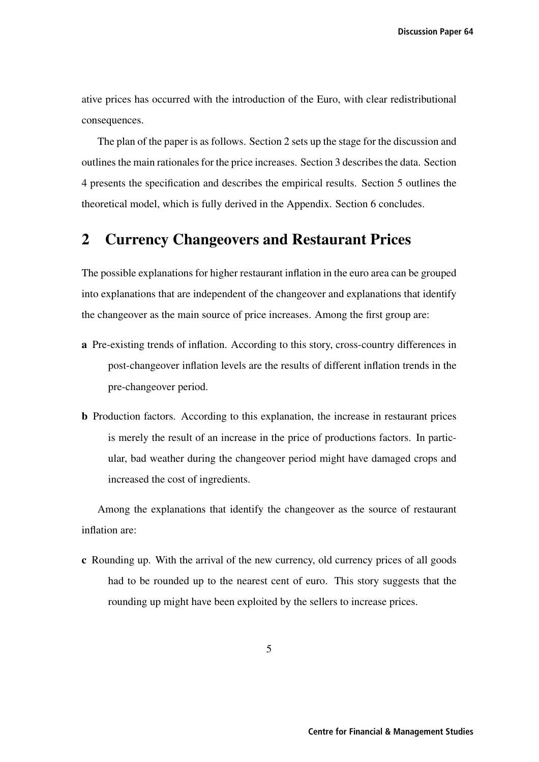ative prices has occurred with the introduction of the Euro, with clear redistributional consequences.

The plan of the paper is as follows. Section 2 sets up the stage for the discussion and outlines the main rationales for the price increases. Section 3 describes the data. Section 4 presents the specification and describes the empirical results. Section 5 outlines the theoretical model, which is fully derived in the Appendix. Section 6 concludes.

## 2 Currency Changeovers and Restaurant Prices

The possible explanations for higher restaurant inflation in the euro area can be grouped into explanations that are independent of the changeover and explanations that identify the changeover as the main source of price increases. Among the first group are:

**a** Pre-existing trends of inflation. According to this story, cross-country differences in post-changeover inflation levels are the results of different inflation trends in the pre-changeover period.

**b** Production factors. According to this explanation, the increase in restaurant prices is merely the result of an increase in the price of productions factors. In particular, bad weather during the changeover period might have damaged crops and increased the cost of ingredients.

Among the explanations that identify the changeover as the source of restaurant inflation are:

**c** Rounding up. With the arrival of the new currency, old currency prices of all goods had to be rounded up to the nearest cent of euro. This story suggests that the rounding up might have been exploited by the sellers to increase prices.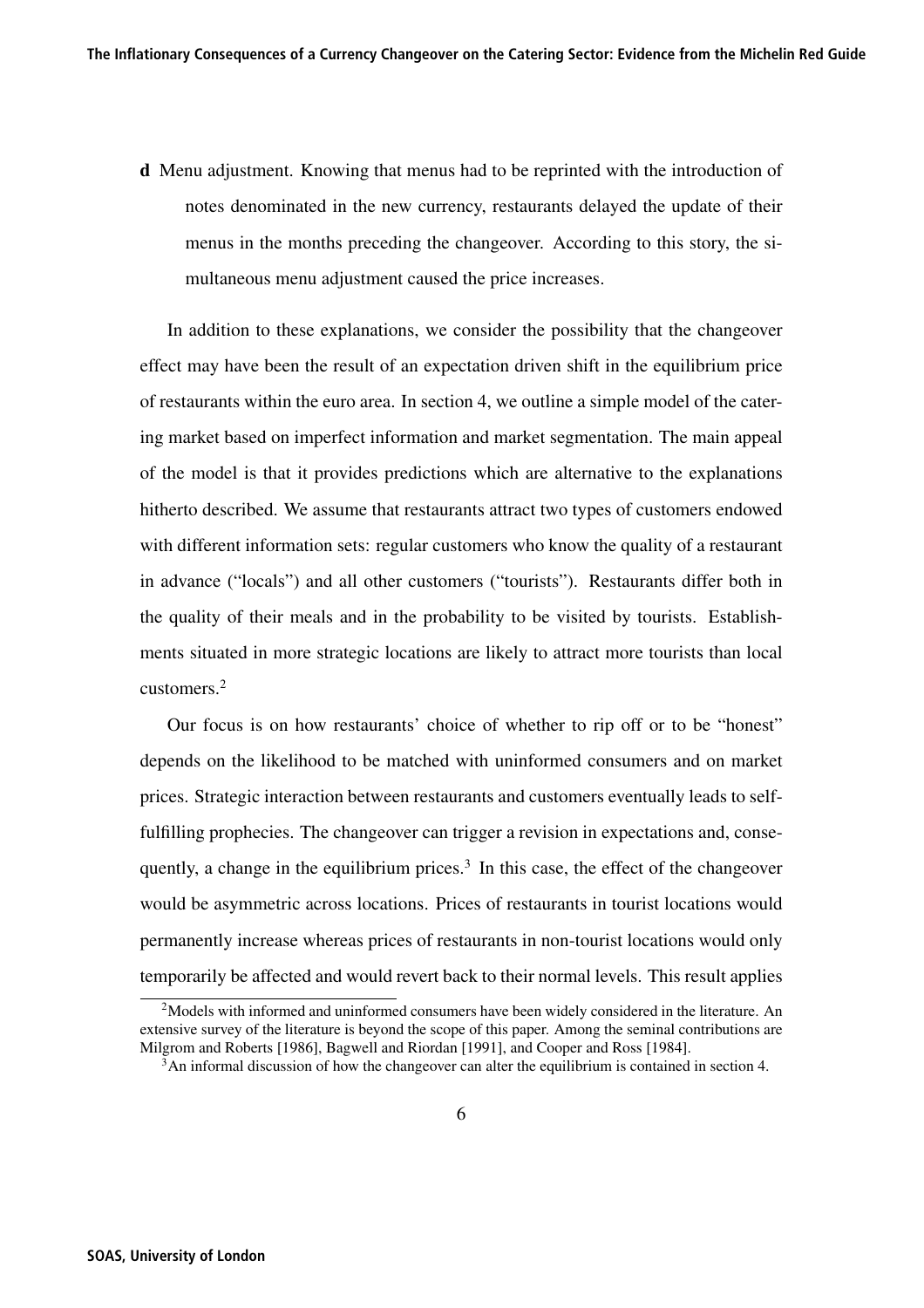**d** Menu adjustment. Knowing that menus had to be reprinted with the introduction of notes denominated in the new currency, restaurants delayed the update of their menus in the months preceding the changeover. According to this story, the simultaneous menu adjustment caused the price increases.

In addition to these explanations, we consider the possibility that the changeover effect may have been the result of an expectation driven shift in the equilibrium price of restaurants within the euro area. In section 4, we outline a simple model of the catering market based on imperfect information and market segmentation. The main appeal of the model is that it provides predictions which are alternative to the explanations hitherto described. We assume that restaurants attract two types of customers endowed with different information sets: regular customers who know the quality of a restaurant in advance ("locals") and all other customers ("tourists"). Restaurants differ both in the quality of their meals and in the probability to be visited by tourists. Establishments situated in more strategic locations are likely to attract more tourists than local customers.[2]

Our focus is on how restaurants' choice of whether to rip off or to be "honest" depends on the likelihood to be matched with uninformed consumers and on market prices. Strategic interaction between restaurants and customers eventually leads to self-fulfilling prophecies. The changeover can trigger a revision in expectations and, consequently, a change in the equilibrium prices.[3] In this case, the effect of the changeover would be asymmetric across locations. Prices of restaurants in tourist locations would permanently increase whereas prices of restaurants in non-tourist locations would only temporarily be affected and would revert back to their normal levels. This result applies

[2] Models with informed and uninformed consumers have been widely considered in the literature. An extensive survey of the literature is beyond the scope of this paper. Among the seminal contributions are Milgrom and Roberts [1986], Bagwell and Riordan [1991], and Cooper and Ross [1984].

[3] An informal discussion of how the changeover can alter the equilibrium is contained in section 4.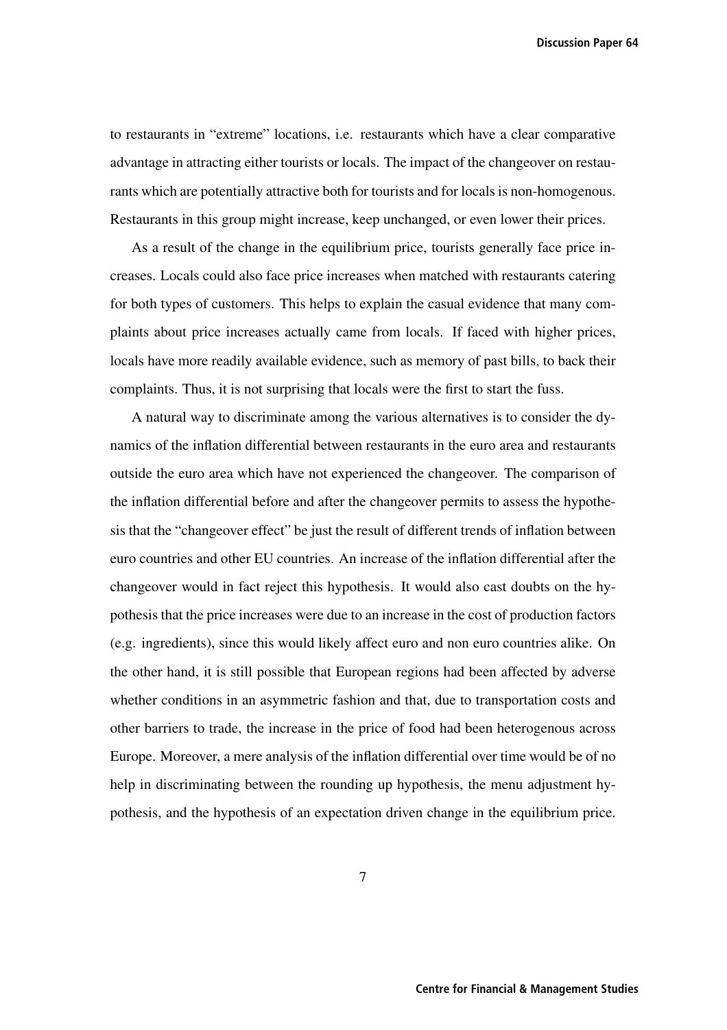to restaurants in "extreme" locations, i.e. restaurants which have a clear comparative advantage in attracting either tourists or locals. The impact of the changeover on restaurants which are potentially attractive both for tourists and for locals is non-homogenous. Restaurants in this group might increase, keep unchanged, or even lower their prices.

As a result of the change in the equilibrium price, tourists generally face price increases. Locals could also face price increases when matched with restaurants catering for both types of customers. This helps to explain the casual evidence that many complaints about price increases actually came from locals. If faced with higher prices, locals have more readily available evidence, such as memory of past bills, to back their complaints. Thus, it is not surprising that locals were the first to start the fuss.

A natural way to discriminate among the various alternatives is to consider the dynamics of the inflation differential between restaurants in the euro area and restaurants outside the euro area which have not experienced the changeover. The comparison of the inflation differential before and after the changeover permits to assess the hypothesis that the "changeover effect" be just the result of different trends of inflation between euro countries and other EU countries. An increase of the inflation differential after the changeover would in fact reject this hypothesis. It would also cast doubts on the hypothesis that the price increases were due to an increase in the cost of production factors (e.g. ingredients), since this would likely affect euro and non euro countries alike. On the other hand, it is still possible that European regions had been affected by adverse whether conditions in an asymmetric fashion and that, due to transportation costs and other barriers to trade, the increase in the price of food had been heterogenous across Europe. Moreover, a mere analysis of the inflation differential over time would be of no help in discriminating between the rounding up hypothesis, the menu adjustment hypothesis, and the hypothesis of an expectation driven change in the equilibrium price.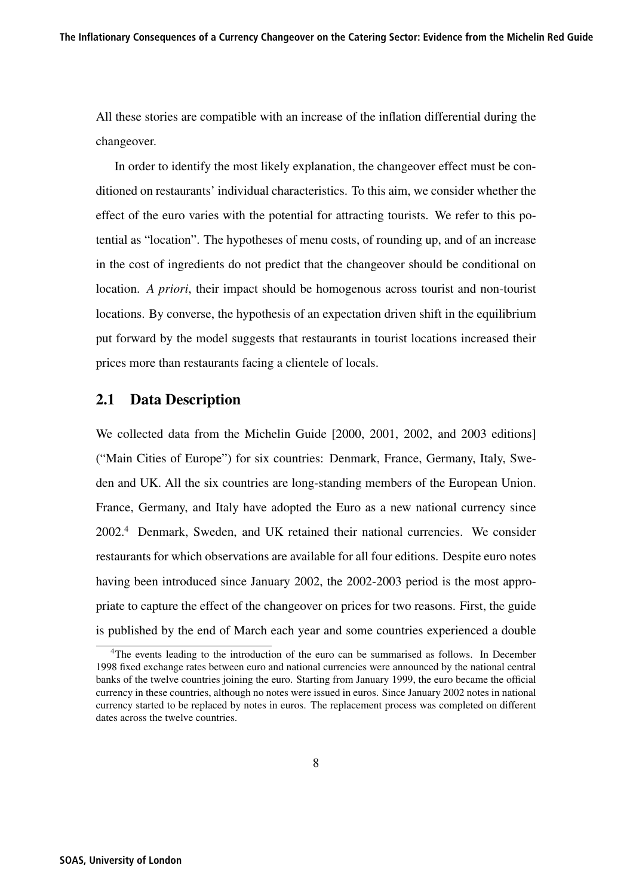All these stories are compatible with an increase of the inflation differential during the changeover.

In order to identify the most likely explanation, the changeover effect must be conditioned on restaurants' individual characteristics. To this aim, we consider whether the effect of the euro varies with the potential for attracting tourists. We refer to this potential as "location". The hypotheses of menu costs, of rounding up, and of an increase in the cost of ingredients do not predict that the changeover should be conditional on location. *A priori*, their impact should be homogenous across tourist and non-tourist locations. By converse, the hypothesis of an expectation driven shift in the equilibrium put forward by the model suggests that restaurants in tourist locations increased their prices more than restaurants facing a clientele of locals.

## 2.1 Data Description

We collected data from the Michelin Guide [2000, 2001, 2002, and 2003 editions] ("Main Cities of Europe") for six countries: Denmark, France, Germany, Italy, Sweden and UK. All the six countries are long-standing members of the European Union. France, Germany, and Italy have adopted the Euro as a new national currency since 2002.[4] Denmark, Sweden, and UK retained their national currencies. We consider restaurants for which observations are available for all four editions. Despite euro notes having been introduced since January 2002, the 2002-2003 period is the most appropriate to capture the effect of the changeover on prices for two reasons. First, the guide is published by the end of March each year and some countries experienced a double

[4] The events leading to the introduction of the euro can be summarised as follows. In December 1998 fixed exchange rates between euro and national currencies were announced by the national central banks of the twelve countries joining the euro. Starting from January 1999, the euro became the official currency in these countries, although no notes were issued in euros. Since January 2002 notes in national currency started to be replaced by notes in euros. The replacement process was completed on different dates across the twelve countries.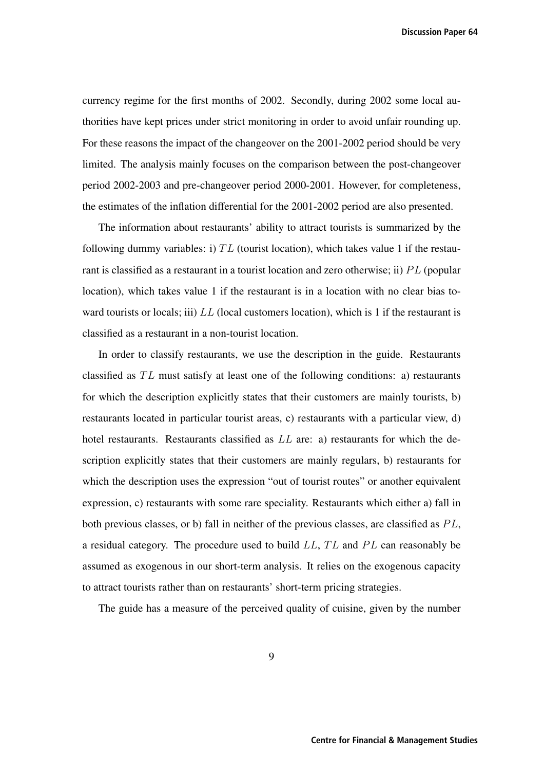currency regime for the first months of 2002. Secondly, during 2002 some local authorities have kept prices under strict monitoring in order to avoid unfair rounding up. For these reasons the impact of the changeover on the 2001-2002 period should be very limited. The analysis mainly focuses on the comparison between the post-changeover period 2002-2003 and pre-changeover period 2000-2001. However, for completeness, the estimates of the inflation differential for the 2001-2002 period are also presented.

The information about restaurants' ability to attract tourists is summarized by the following dummy variables: i) $TL$ (tourist location), which takes value 1 if the restaurant is classified as a restaurant in a tourist location and zero otherwise; ii) $PL$ (popular location), which takes value 1 if the restaurant is in a location with no clear bias toward tourists or locals; iii) $LL$ (local customers location), which is 1 if the restaurant is classified as a restaurant in a non-tourist location.

In order to classify restaurants, we use the description in the guide. Restaurants classified as $TL$ must satisfy at least one of the following conditions: a) restaurants for which the description explicitly states that their customers are mainly tourists, b) restaurants located in particular tourist areas, c) restaurants with a particular view, d) hotel restaurants. Restaurants classified as $LL$ are: a) restaurants for which the description explicitly states that their customers are mainly regulars, b) restaurants for which the description uses the expression "out of tourist routes" or another equivalent expression, c) restaurants with some rare speciality. Restaurants which either a) fall in both previous classes, or b) fall in neither of the previous classes, are classified as $PL$, a residual category. The procedure used to build $LL$, $TL$ and $PL$ can reasonably be assumed as exogenous in our short-term analysis. It relies on the exogenous capacity to attract tourists rather than on restaurants' short-term pricing strategies.

The guide has a measure of the perceived quality of cuisine, given by the number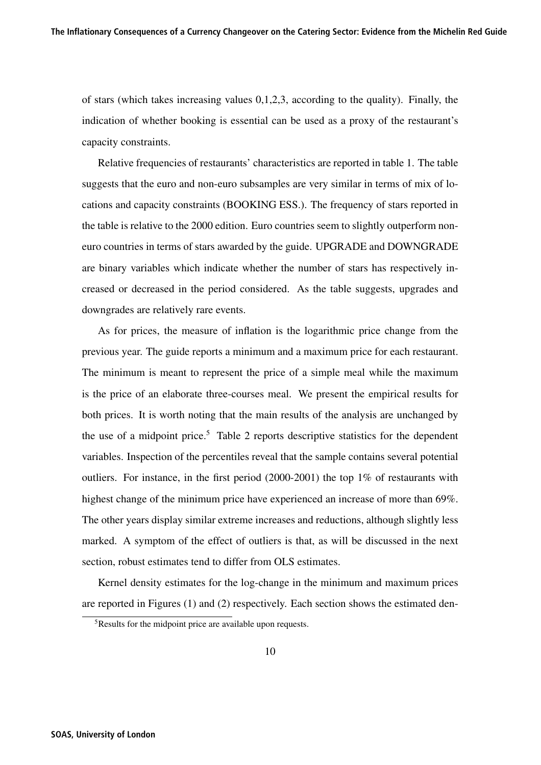of stars (which takes increasing values 0,1,2,3, according to the quality). Finally, the indication of whether booking is essential can be used as a proxy of the restaurant's capacity constraints.

Relative frequencies of restaurants' characteristics are reported in table 1. The table suggests that the euro and non-euro subsamples are very similar in terms of mix of locations and capacity constraints (BOOKING ESS.). The frequency of stars reported in the table is relative to the 2000 edition. Euro countries seem to slightly outperform non-euro countries in terms of stars awarded by the guide. UPGRADE and DOWNGRADE are binary variables which indicate whether the number of stars has respectively increased or decreased in the period considered. As the table suggests, upgrades and downgrades are relatively rare events.

As for prices, the measure of inflation is the logarithmic price change from the previous year. The guide reports a minimum and a maximum price for each restaurant. The minimum is meant to represent the price of a simple meal while the maximum is the price of an elaborate three-courses meal. We present the empirical results for both prices. It is worth noting that the main results of the analysis are unchanged by the use of a midpoint price.[5] Table 2 reports descriptive statistics for the dependent variables. Inspection of the percentiles reveal that the sample contains several potential outliers. For instance, in the first period (2000-2001) the top 1% of restaurants with highest change of the minimum price have experienced an increase of more than 69%. The other years display similar extreme increases and reductions, although slightly less marked. A symptom of the effect of outliers is that, as will be discussed in the next section, robust estimates tend to differ from OLS estimates.

Kernel density estimates for the log-change in the minimum and maximum prices are reported in Figures (1) and (2) respectively. Each section shows the estimated den-

[5] Results for the midpoint price are available upon requests.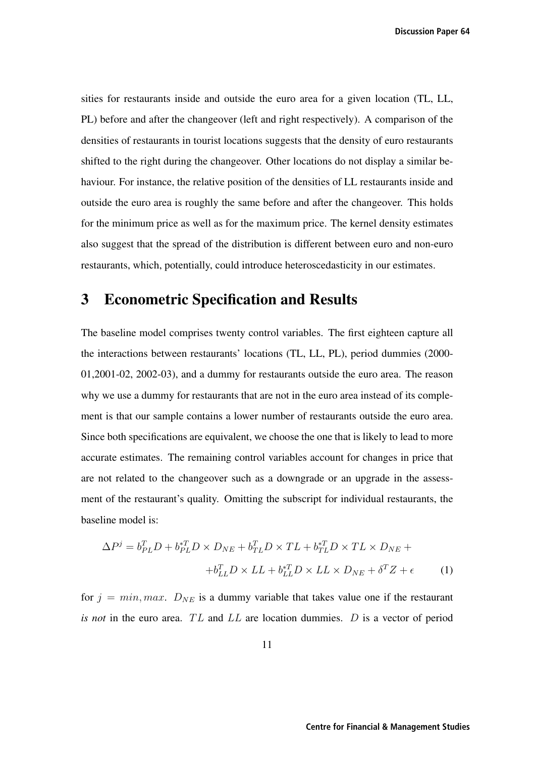sities for restaurants inside and outside the euro area for a given location (TL, LL, PL) before and after the changeover (left and right respectively). A comparison of the densities of restaurants in tourist locations suggests that the density of euro restaurants shifted to the right during the changeover. Other locations do not display a similar behaviour. For instance, the relative position of the densities of LL restaurants inside and outside the euro area is roughly the same before and after the changeover. This holds for the minimum price as well as for the maximum price. The kernel density estimates also suggest that the spread of the distribution is different between euro and non-euro restaurants, which, potentially, could introduce heteroscedasticity in our estimates.

# 3 Econometric Specification and Results

The baseline model comprises twenty control variables. The first eighteen capture all the interactions between restaurants' locations (TL, LL, PL), period dummies (2000-01,2001-02, 2002-03), and a dummy for restaurants outside the euro area. The reason why we use a dummy for restaurants that are not in the euro area instead of its complement is that our sample contains a lower number of restaurants outside the euro area. Since both specifications are equivalent, we choose the one that is likely to lead to more accurate estimates. The remaining control variables account for changes in price that are not related to the changeover such as a downgrade or an upgrade in the assessment of the restaurant's quality. Omitting the subscript for individual restaurants, the baseline model is:

$$\Delta P^j = b_{PL}^T D + b_{PL}^{*T} D \times D_{NE} + b_{TL}^T D \times TL + b_{TL}^{*T} D \times TL \times D_{NE} + \\ + b_{LL}^T D \times LL + b_{LL}^{*T} D \times LL \times D_{NE} + \delta^T Z + \epsilon \qquad (1)$$

for $j = min, max$. $D_{NE}$ is a dummy variable that takes value one if the restaurant *is not* in the euro area. $TL$ and $LL$ are location dummies. $D$ is a vector of period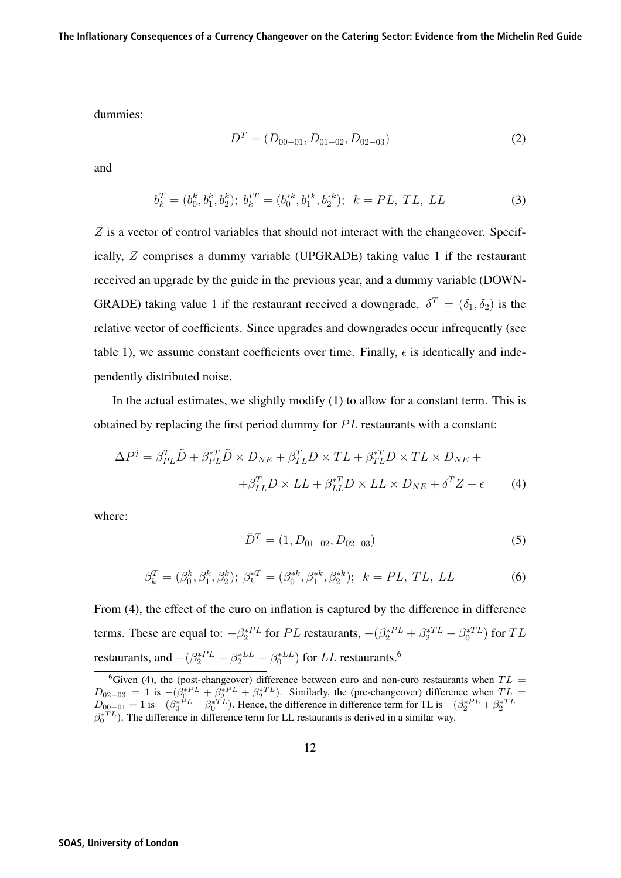dummies:

$$D^T = (D_{00-01}, D_{01-02}, D_{02-03}) \tag{2}$$

and

$$b_k^T = (b_0^k, b_1^k, b_2^k);\ b_k^{*T} = (b_0^{*k}, b_1^{*k}, b_2^{*k});\ \ k = PL,\ TL,\ LL \tag{3}$$

$Z$ is a vector of control variables that should not interact with the changeover. Specifically, $Z$ comprises a dummy variable (UPGRADE) taking value 1 if the restaurant received an upgrade by the guide in the previous year, and a dummy variable (DOWNGRADE) taking value 1 if the restaurant received a downgrade. $\delta^T = (\delta_1, \delta_2)$ is the relative vector of coefficients. Since upgrades and downgrades occur infrequently (see table 1), we assume constant coefficients over time. Finally, $\epsilon$ is identically and independently distributed noise.

In the actual estimates, we slightly modify (1) to allow for a constant term. This is obtained by replacing the first period dummy for $PL$ restaurants with a constant:

$$\Delta P^j = \beta_{PL}^T \tilde{D} + \beta_{PL}^{*T} \tilde{D} \times D_{NE} + \beta_{TL}^T D \times TL + \beta_{TL}^{*T} D \times TL \times D_{NE} + $$
$$+ \beta_{LL}^T D \times LL + \beta_{LL}^{*T} D \times LL \times D_{NE} + \delta^T Z + \epsilon \tag{4}$$

where:

$$\tilde{D}^T = (1, D_{01-02}, D_{02-03}) \tag{5}$$

$$\beta_k^T = (\beta_0^k, \beta_1^k, \beta_2^k);\ \beta_k^{*T} = (\beta_0^{*k}, \beta_1^{*k}, \beta_2^{*k});\ \ k = PL,\ TL,\ LL \tag{6}$$

From (4), the effect of the euro on inflation is captured by the difference in difference terms. These are equal to: $-\beta_2^{*PL}$ for $PL$ restaurants, $-(\beta_2^{*PL} + \beta_2^{*TL} - \beta_0^{*TL})$ for $TL$ restaurants, and $-(\beta_2^{*PL} + \beta_2^{*LL} - \beta_0^{*LL})$ for $LL$ restaurants.[6]

[6] Given (4), the (post-changeover) difference between euro and non-euro restaurants when $TL = D_{02-03} = 1$ is $-(\beta_0^{*PL} + \beta_2^{*PL} + \beta_2^{*TL})$. Similarly, the (pre-changeover) difference when $TL = D_{00-01} = 1$ is $-(\beta_0^{*PL} + \beta_0^{*TL})$. Hence, the difference in difference term for TL is $-(\beta_2^{*PL} + \beta_2^{*TL} - \beta_0^{*TL})$. The difference in difference term for LL restaurants is derived in a similar way.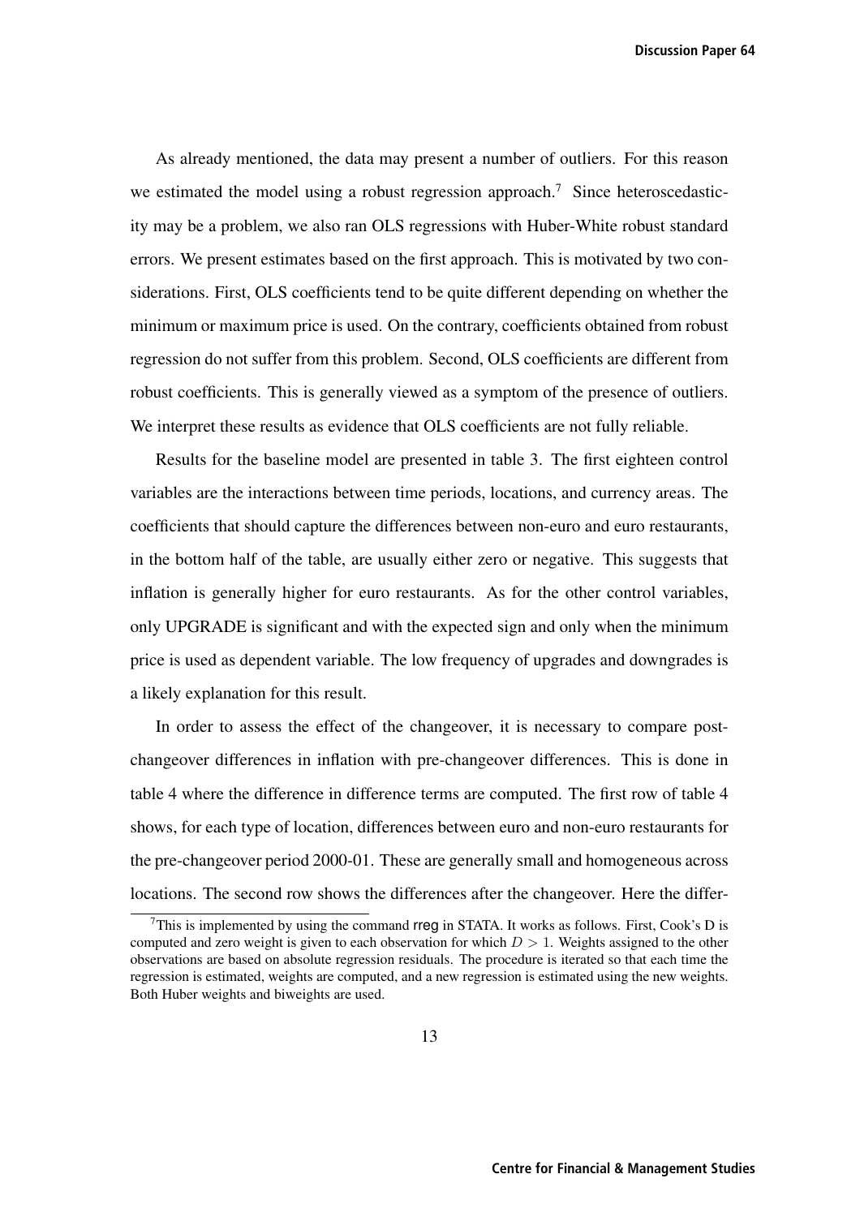As already mentioned, the data may present a number of outliers. For this reason we estimated the model using a robust regression approach.[7] Since heteroscedasticity may be a problem, we also ran OLS regressions with Huber-White robust standard errors. We present estimates based on the first approach. This is motivated by two considerations. First, OLS coefficients tend to be quite different depending on whether the minimum or maximum price is used. On the contrary, coefficients obtained from robust regression do not suffer from this problem. Second, OLS coefficients are different from robust coefficients. This is generally viewed as a symptom of the presence of outliers. We interpret these results as evidence that OLS coefficients are not fully reliable.

Results for the baseline model are presented in table 3. The first eighteen control variables are the interactions between time periods, locations, and currency areas. The coefficients that should capture the differences between non-euro and euro restaurants, in the bottom half of the table, are usually either zero or negative. This suggests that inflation is generally higher for euro restaurants. As for the other control variables, only UPGRADE is significant and with the expected sign and only when the minimum price is used as dependent variable. The low frequency of upgrades and downgrades is a likely explanation for this result.

In order to assess the effect of the changeover, it is necessary to compare post-changeover differences in inflation with pre-changeover differences. This is done in table 4 where the difference in difference terms are computed. The first row of table 4 shows, for each type of location, differences between euro and non-euro restaurants for the pre-changeover period 2000-01. These are generally small and homogeneous across locations. The second row shows the differences after the changeover. Here the differ-

[7] This is implemented by using the command rreg in STATA. It works as follows. First, Cook's D is computed and zero weight is given to each observation for which $D > 1$. Weights assigned to the other observations are based on absolute regression residuals. The procedure is iterated so that each time the regression is estimated, weights are computed, and a new regression is estimated using the new weights. Both Huber weights and biweights are used.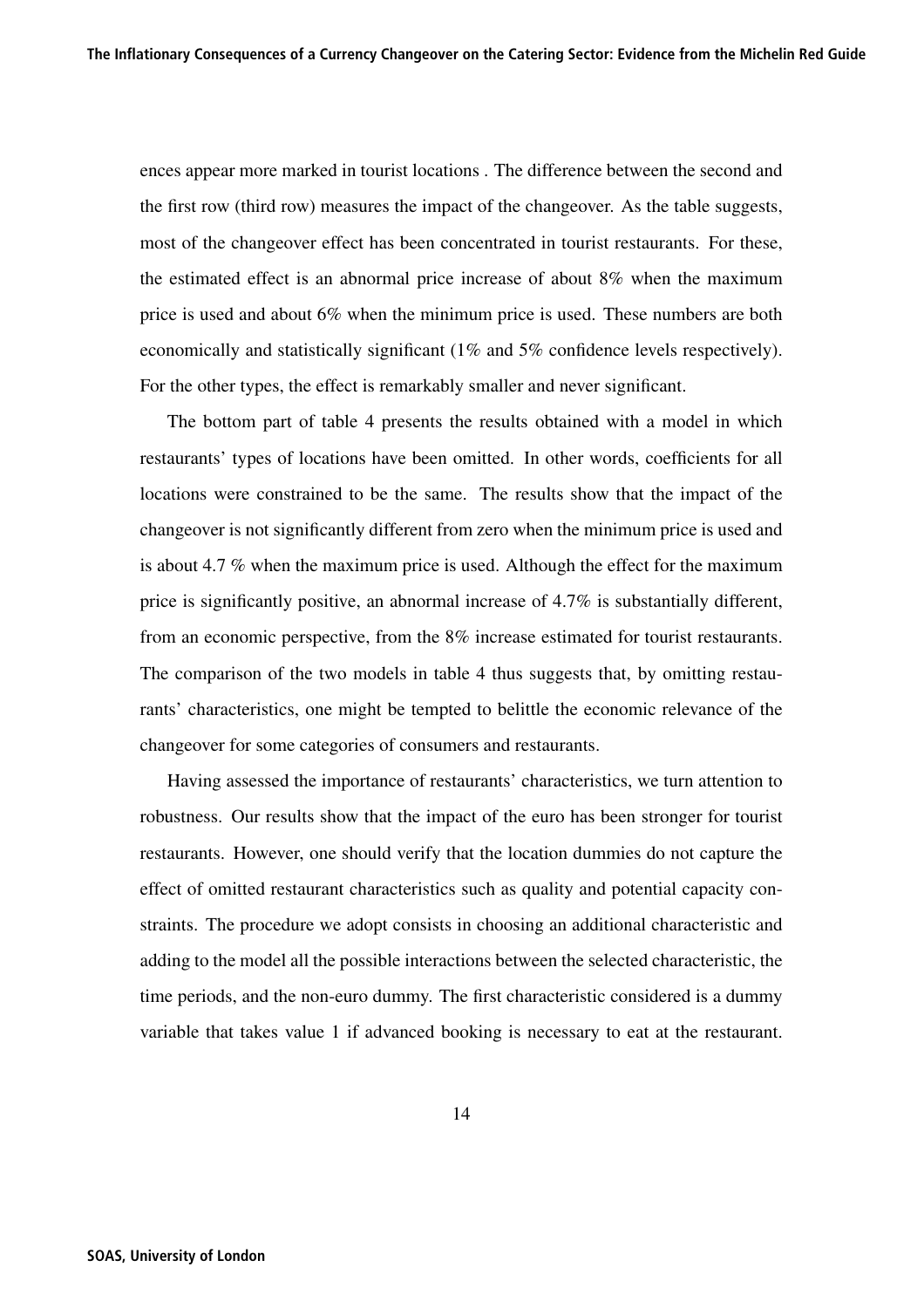ences appear more marked in tourist locations . The difference between the second and the first row (third row) measures the impact of the changeover. As the table suggests, most of the changeover effect has been concentrated in tourist restaurants. For these, the estimated effect is an abnormal price increase of about 8% when the maximum price is used and about 6% when the minimum price is used. These numbers are both economically and statistically significant (1% and 5% confidence levels respectively). For the other types, the effect is remarkably smaller and never significant.

The bottom part of table 4 presents the results obtained with a model in which restaurants' types of locations have been omitted. In other words, coefficients for all locations were constrained to be the same. The results show that the impact of the changeover is not significantly different from zero when the minimum price is used and is about 4.7 % when the maximum price is used. Although the effect for the maximum price is significantly positive, an abnormal increase of 4.7% is substantially different, from an economic perspective, from the 8% increase estimated for tourist restaurants. The comparison of the two models in table 4 thus suggests that, by omitting restaurants' characteristics, one might be tempted to belittle the economic relevance of the changeover for some categories of consumers and restaurants.

Having assessed the importance of restaurants' characteristics, we turn attention to robustness. Our results show that the impact of the euro has been stronger for tourist restaurants. However, one should verify that the location dummies do not capture the effect of omitted restaurant characteristics such as quality and potential capacity constraints. The procedure we adopt consists in choosing an additional characteristic and adding to the model all the possible interactions between the selected characteristic, the time periods, and the non-euro dummy. The first characteristic considered is a dummy variable that takes value 1 if advanced booking is necessary to eat at the restaurant.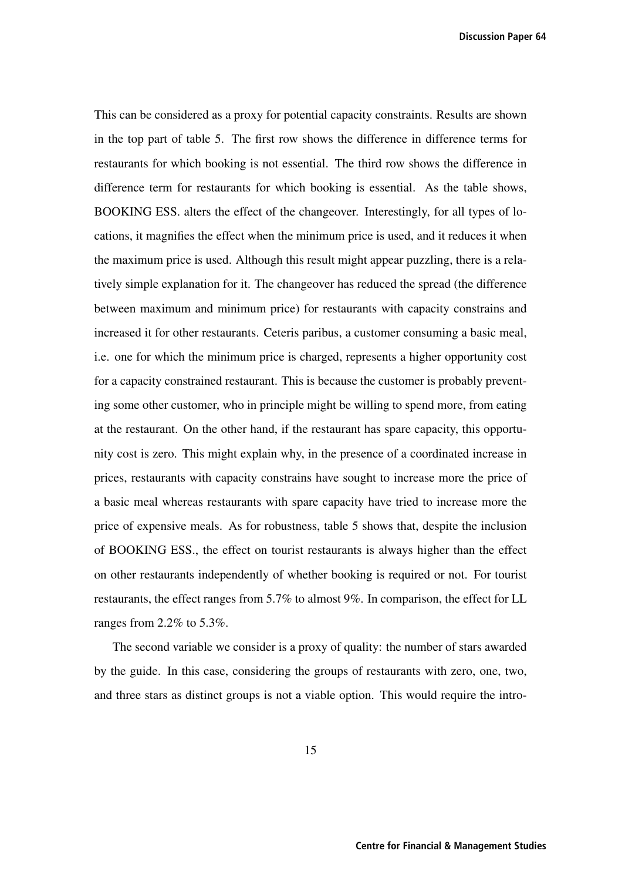This can be considered as a proxy for potential capacity constraints. Results are shown in the top part of table 5. The first row shows the difference in difference terms for restaurants for which booking is not essential. The third row shows the difference in difference term for restaurants for which booking is essential. As the table shows, BOOKING ESS. alters the effect of the changeover. Interestingly, for all types of locations, it magnifies the effect when the minimum price is used, and it reduces it when the maximum price is used. Although this result might appear puzzling, there is a relatively simple explanation for it. The changeover has reduced the spread (the difference between maximum and minimum price) for restaurants with capacity constrains and increased it for other restaurants. Ceteris paribus, a customer consuming a basic meal, i.e. one for which the minimum price is charged, represents a higher opportunity cost for a capacity constrained restaurant. This is because the customer is probably preventing some other customer, who in principle might be willing to spend more, from eating at the restaurant. On the other hand, if the restaurant has spare capacity, this opportunity cost is zero. This might explain why, in the presence of a coordinated increase in prices, restaurants with capacity constrains have sought to increase more the price of a basic meal whereas restaurants with spare capacity have tried to increase more the price of expensive meals. As for robustness, table 5 shows that, despite the inclusion of BOOKING ESS., the effect on tourist restaurants is always higher than the effect on other restaurants independently of whether booking is required or not. For tourist restaurants, the effect ranges from 5.7% to almost 9%. In comparison, the effect for LL ranges from 2.2% to 5.3%.

The second variable we consider is a proxy of quality: the number of stars awarded by the guide. In this case, considering the groups of restaurants with zero, one, two, and three stars as distinct groups is not a viable option. This would require the intro-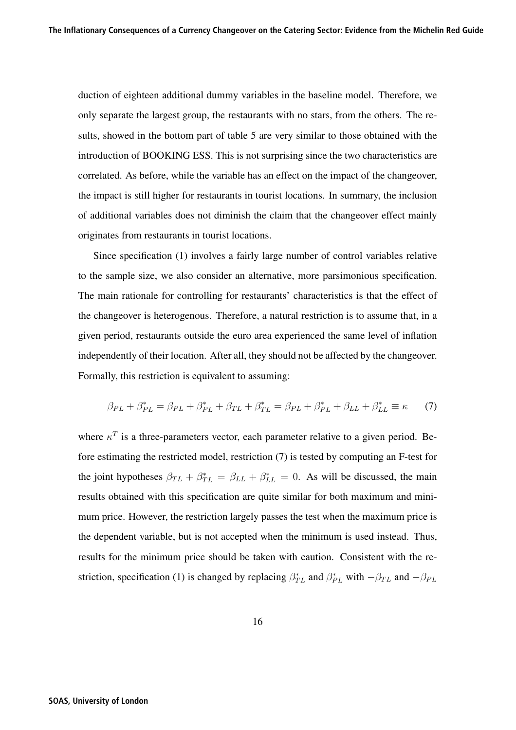duction of eighteen additional dummy variables in the baseline model. Therefore, we only separate the largest group, the restaurants with no stars, from the others. The results, showed in the bottom part of table 5 are very similar to those obtained with the introduction of BOOKING ESS. This is not surprising since the two characteristics are correlated. As before, while the variable has an effect on the impact of the changeover, the impact is still higher for restaurants in tourist locations. In summary, the inclusion of additional variables does not diminish the claim that the changeover effect mainly originates from restaurants in tourist locations.

Since specification (1) involves a fairly large number of control variables relative to the sample size, we also consider an alternative, more parsimonious specification. The main rationale for controlling for restaurants' characteristics is that the effect of the changeover is heterogenous. Therefore, a natural restriction is to assume that, in a given period, restaurants outside the euro area experienced the same level of inflation independently of their location. After all, they should not be affected by the changeover. Formally, this restriction is equivalent to assuming:

$$\beta_{PL} + \beta^*_{PL} = \beta_{PL} + \beta^*_{PL} + \beta_{TL} + \beta^*_{TL} = \beta_{PL} + \beta^*_{PL} + \beta_{LL} + \beta^*_{LL} \equiv \kappa \qquad (7)$$

where $\kappa^T$ is a three-parameters vector, each parameter relative to a given period. Before estimating the restricted model, restriction (7) is tested by computing an F-test for the joint hypotheses $\beta_{TL} + \beta^*_{TL} = \beta_{LL} + \beta^*_{LL} = 0$. As will be discussed, the main results obtained with this specification are quite similar for both maximum and minimum price. However, the restriction largely passes the test when the maximum price is the dependent variable, but is not accepted when the minimum is used instead. Thus, results for the minimum price should be taken with caution. Consistent with the restriction, specification (1) is changed by replacing $\beta^*_{TL}$ and $\beta^*_{PL}$ with $-\beta_{TL}$ and $-\beta_{PL}$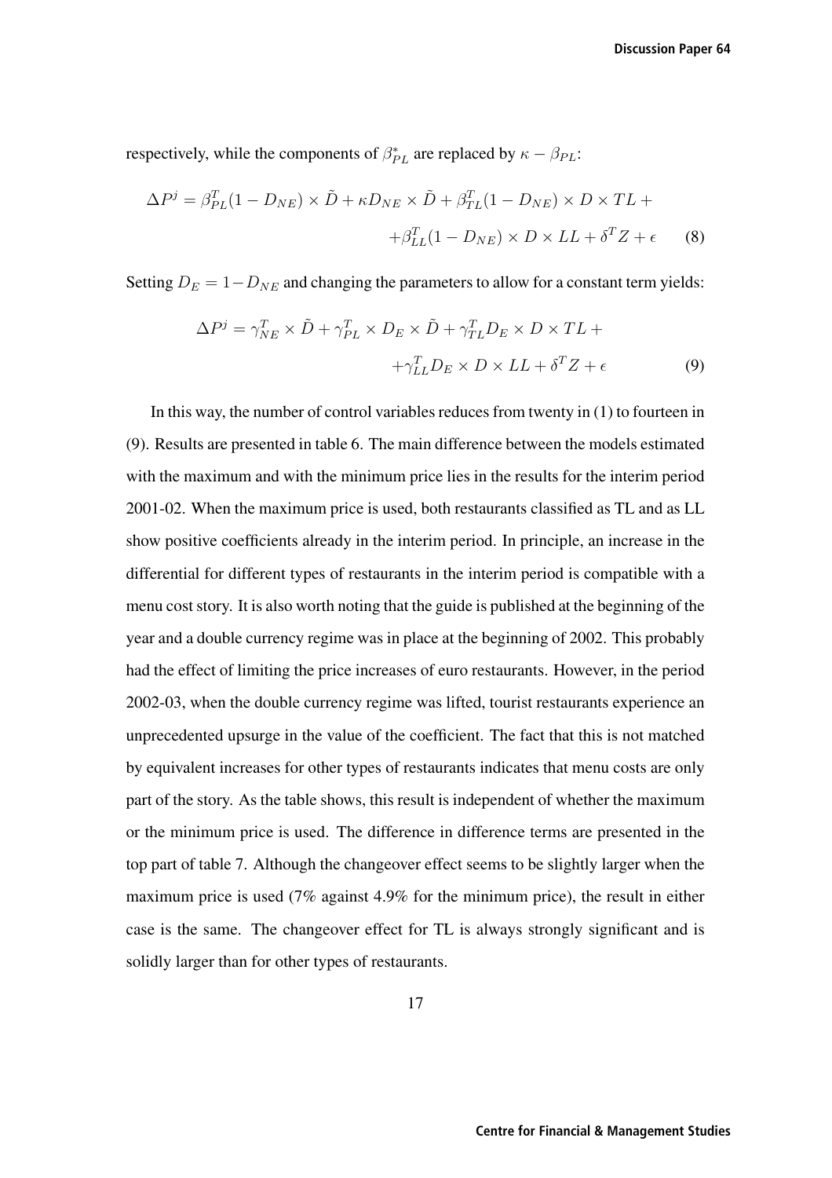respectively, while the components of $\beta^*_{PL}$ are replaced by $\kappa - \beta_{PL}$:

$$\Delta P^j = \beta^T_{PL}(1 - D_{NE}) \times \tilde{D} + \kappa D_{NE} \times \tilde{D} + \beta^T_{TL}(1 - D_{NE}) \times D \times TL + \\ + \beta^T_{LL}(1 - D_{NE}) \times D \times LL + \delta^T Z + \epsilon \qquad (8)$$

Setting $D_E = 1 - D_{NE}$ and changing the parameters to allow for a constant term yields:

$$\Delta P^j = \gamma^T_{NE} \times \tilde{D} + \gamma^T_{PL} \times D_E \times \tilde{D} + \gamma^T_{TL} D_E \times D \times TL + \\ + \gamma^T_{LL} D_E \times D \times LL + \delta^T Z + \epsilon \qquad (9)$$

In this way, the number of control variables reduces from twenty in (1) to fourteen in (9). Results are presented in table 6. The main difference between the models estimated with the maximum and with the minimum price lies in the results for the interim period 2001-02. When the maximum price is used, both restaurants classified as TL and as LL show positive coefficients already in the interim period. In principle, an increase in the differential for different types of restaurants in the interim period is compatible with a menu cost story. It is also worth noting that the guide is published at the beginning of the year and a double currency regime was in place at the beginning of 2002. This probably had the effect of limiting the price increases of euro restaurants. However, in the period 2002-03, when the double currency regime was lifted, tourist restaurants experience an unprecedented upsurge in the value of the coefficient. The fact that this is not matched by equivalent increases for other types of restaurants indicates that menu costs are only part of the story. As the table shows, this result is independent of whether the maximum or the minimum price is used. The difference in difference terms are presented in the top part of table 7. Although the changeover effect seems to be slightly larger when the maximum price is used (7% against 4.9% for the minimum price), the result in either case is the same. The changeover effect for TL is always strongly significant and is solidly larger than for other types of restaurants.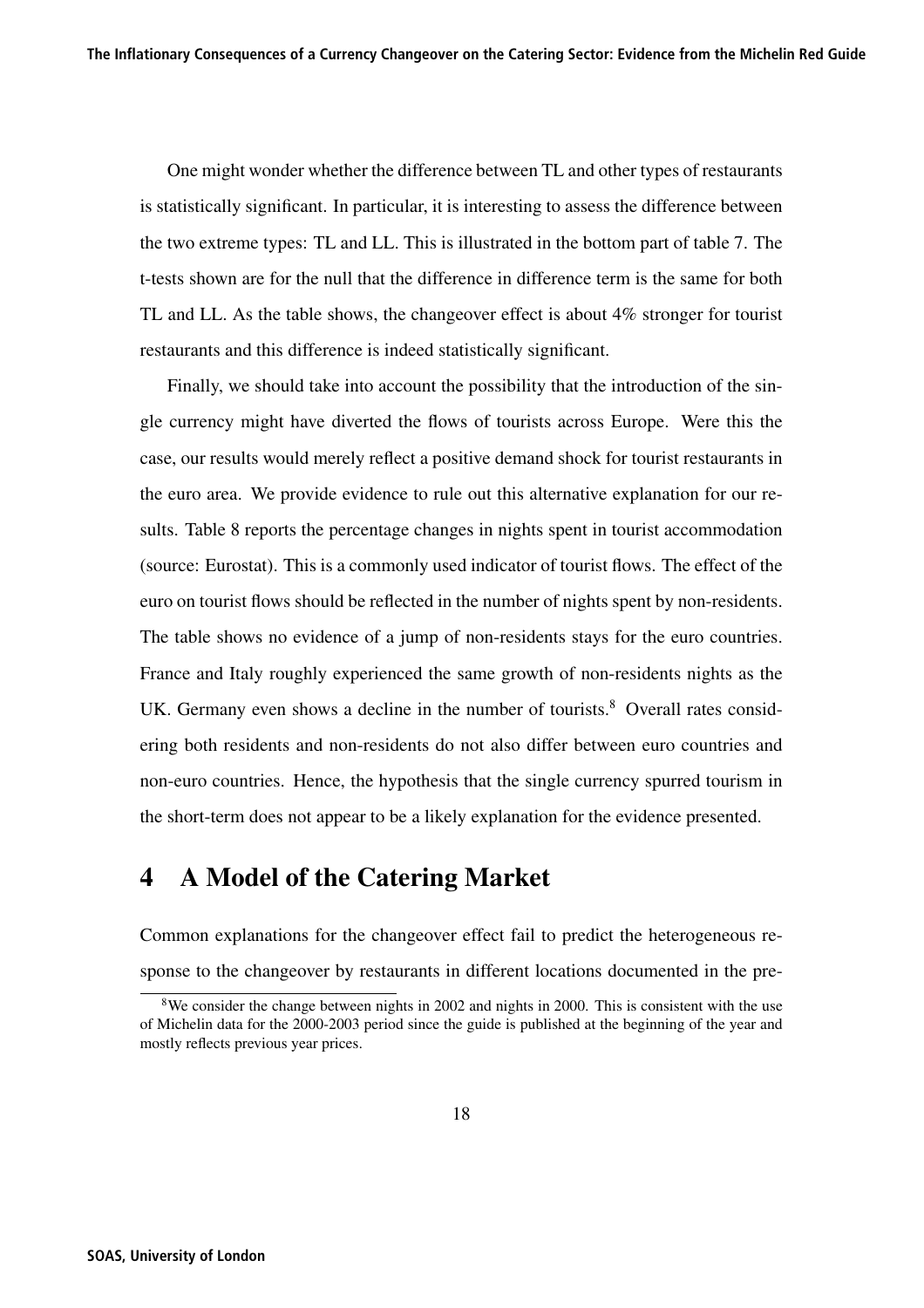One might wonder whether the difference between TL and other types of restaurants is statistically significant. In particular, it is interesting to assess the difference between the two extreme types: TL and LL. This is illustrated in the bottom part of table 7. The t-tests shown are for the null that the difference in difference term is the same for both TL and LL. As the table shows, the changeover effect is about 4% stronger for tourist restaurants and this difference is indeed statistically significant.

Finally, we should take into account the possibility that the introduction of the single currency might have diverted the flows of tourists across Europe. Were this the case, our results would merely reflect a positive demand shock for tourist restaurants in the euro area. We provide evidence to rule out this alternative explanation for our results. Table 8 reports the percentage changes in nights spent in tourist accommodation (source: Eurostat). This is a commonly used indicator of tourist flows. The effect of the euro on tourist flows should be reflected in the number of nights spent by non-residents. The table shows no evidence of a jump of non-residents stays for the euro countries. France and Italy roughly experienced the same growth of non-residents nights as the UK. Germany even shows a decline in the number of tourists.[8] Overall rates considering both residents and non-residents do not also differ between euro countries and non-euro countries. Hence, the hypothesis that the single currency spurred tourism in the short-term does not appear to be a likely explanation for the evidence presented.

# 4 A Model of the Catering Market

Common explanations for the changeover effect fail to predict the heterogeneous response to the changeover by restaurants in different locations documented in the pre-

[8] We consider the change between nights in 2002 and nights in 2000. This is consistent with the use of Michelin data for the 2000-2003 period since the guide is published at the beginning of the year and mostly reflects previous year prices.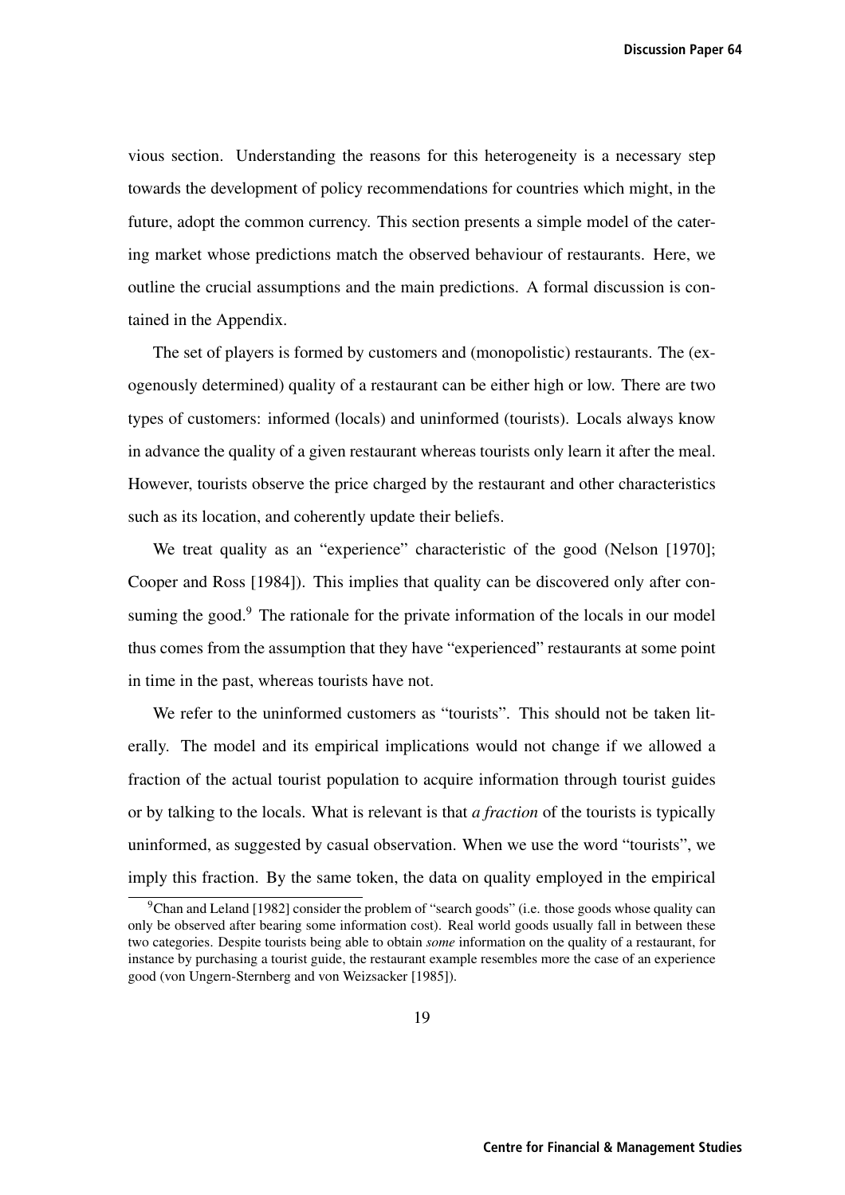vious section. Understanding the reasons for this heterogeneity is a necessary step towards the development of policy recommendations for countries which might, in the future, adopt the common currency. This section presents a simple model of the catering market whose predictions match the observed behaviour of restaurants. Here, we outline the crucial assumptions and the main predictions. A formal discussion is contained in the Appendix.

The set of players is formed by customers and (monopolistic) restaurants. The (exogenously determined) quality of a restaurant can be either high or low. There are two types of customers: informed (locals) and uninformed (tourists). Locals always know in advance the quality of a given restaurant whereas tourists only learn it after the meal. However, tourists observe the price charged by the restaurant and other characteristics such as its location, and coherently update their beliefs.

We treat quality as an "experience" characteristic of the good (Nelson [1970]; Cooper and Ross [1984]). This implies that quality can be discovered only after consuming the good.[9] The rationale for the private information of the locals in our model thus comes from the assumption that they have "experienced" restaurants at some point in time in the past, whereas tourists have not.

We refer to the uninformed customers as "tourists". This should not be taken literally. The model and its empirical implications would not change if we allowed a fraction of the actual tourist population to acquire information through tourist guides or by talking to the locals. What is relevant is that *a fraction* of the tourists is typically uninformed, as suggested by casual observation. When we use the word "tourists", we imply this fraction. By the same token, the data on quality employed in the empirical

[9] Chan and Leland [1982] consider the problem of "search goods" (i.e. those goods whose quality can only be observed after bearing some information cost). Real world goods usually fall in between these two categories. Despite tourists being able to obtain *some* information on the quality of a restaurant, for instance by purchasing a tourist guide, the restaurant example resembles more the case of an experience good (von Ungern-Sternberg and von Weizsacker [1985]).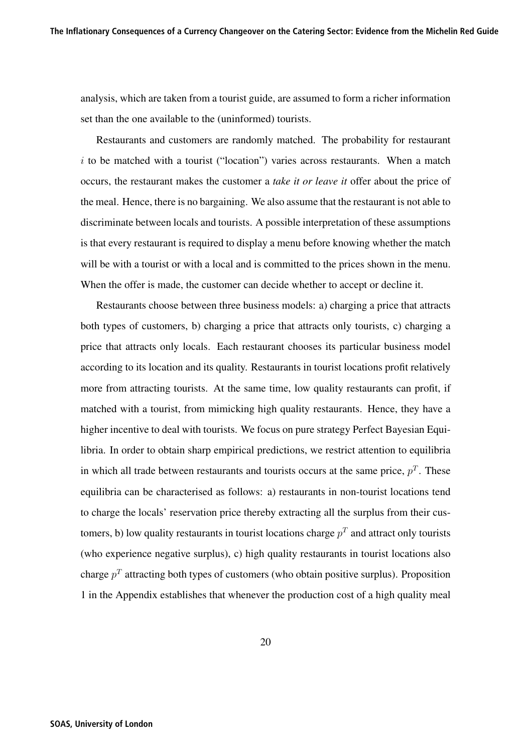analysis, which are taken from a tourist guide, are assumed to form a richer information set than the one available to the (uninformed) tourists.

Restaurants and customers are randomly matched. The probability for restaurant $i$ to be matched with a tourist ("location") varies across restaurants. When a match occurs, the restaurant makes the customer a *take it or leave it* offer about the price of the meal. Hence, there is no bargaining. We also assume that the restaurant is not able to discriminate between locals and tourists. A possible interpretation of these assumptions is that every restaurant is required to display a menu before knowing whether the match will be with a tourist or with a local and is committed to the prices shown in the menu. When the offer is made, the customer can decide whether to accept or decline it.

Restaurants choose between three business models: a) charging a price that attracts both types of customers, b) charging a price that attracts only tourists, c) charging a price that attracts only locals. Each restaurant chooses its particular business model according to its location and its quality. Restaurants in tourist locations profit relatively more from attracting tourists. At the same time, low quality restaurants can profit, if matched with a tourist, from mimicking high quality restaurants. Hence, they have a higher incentive to deal with tourists. We focus on pure strategy Perfect Bayesian Equilibria. In order to obtain sharp empirical predictions, we restrict attention to equilibria in which all trade between restaurants and tourists occurs at the same price, $p^T$. These equilibria can be characterised as follows: a) restaurants in non-tourist locations tend to charge the locals' reservation price thereby extracting all the surplus from their customers, b) low quality restaurants in tourist locations charge $p^T$ and attract only tourists (who experience negative surplus), c) high quality restaurants in tourist locations also charge $p^T$ attracting both types of customers (who obtain positive surplus). Proposition 1 in the Appendix establishes that whenever the production cost of a high quality meal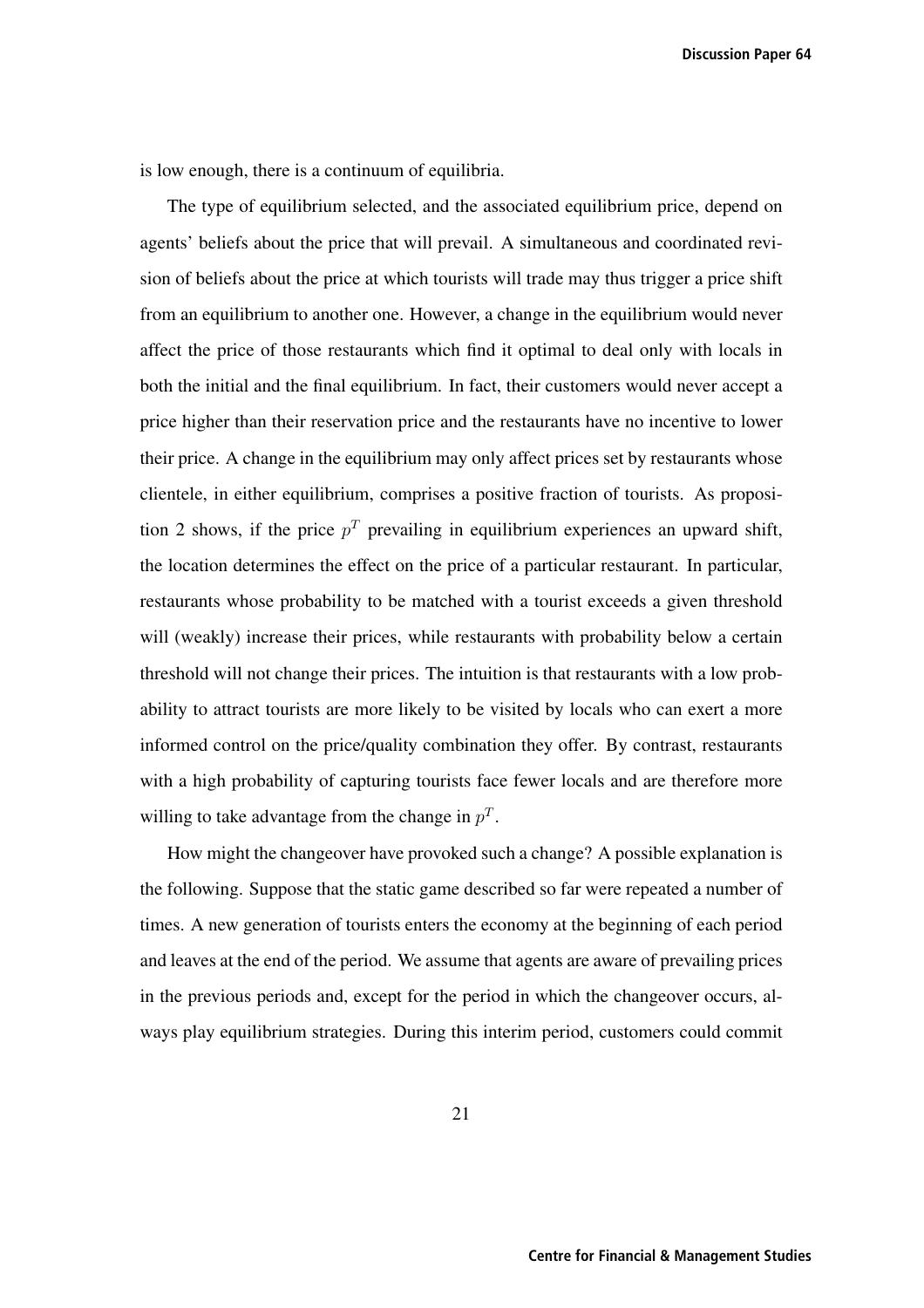is low enough, there is a continuum of equilibria.

The type of equilibrium selected, and the associated equilibrium price, depend on agents' beliefs about the price that will prevail. A simultaneous and coordinated revision of beliefs about the price at which tourists will trade may thus trigger a price shift from an equilibrium to another one. However, a change in the equilibrium would never affect the price of those restaurants which find it optimal to deal only with locals in both the initial and the final equilibrium. In fact, their customers would never accept a price higher than their reservation price and the restaurants have no incentive to lower their price. A change in the equilibrium may only affect prices set by restaurants whose clientele, in either equilibrium, comprises a positive fraction of tourists. As proposition 2 shows, if the price $p^T$ prevailing in equilibrium experiences an upward shift, the location determines the effect on the price of a particular restaurant. In particular, restaurants whose probability to be matched with a tourist exceeds a given threshold will (weakly) increase their prices, while restaurants with probability below a certain threshold will not change their prices. The intuition is that restaurants with a low probability to attract tourists are more likely to be visited by locals who can exert a more informed control on the price/quality combination they offer. By contrast, restaurants with a high probability of capturing tourists face fewer locals and are therefore more willing to take advantage from the change in $p^T$.

How might the changeover have provoked such a change? A possible explanation is the following. Suppose that the static game described so far were repeated a number of times. A new generation of tourists enters the economy at the beginning of each period and leaves at the end of the period. We assume that agents are aware of prevailing prices in the previous periods and, except for the period in which the changeover occurs, always play equilibrium strategies. During this interim period, customers could commit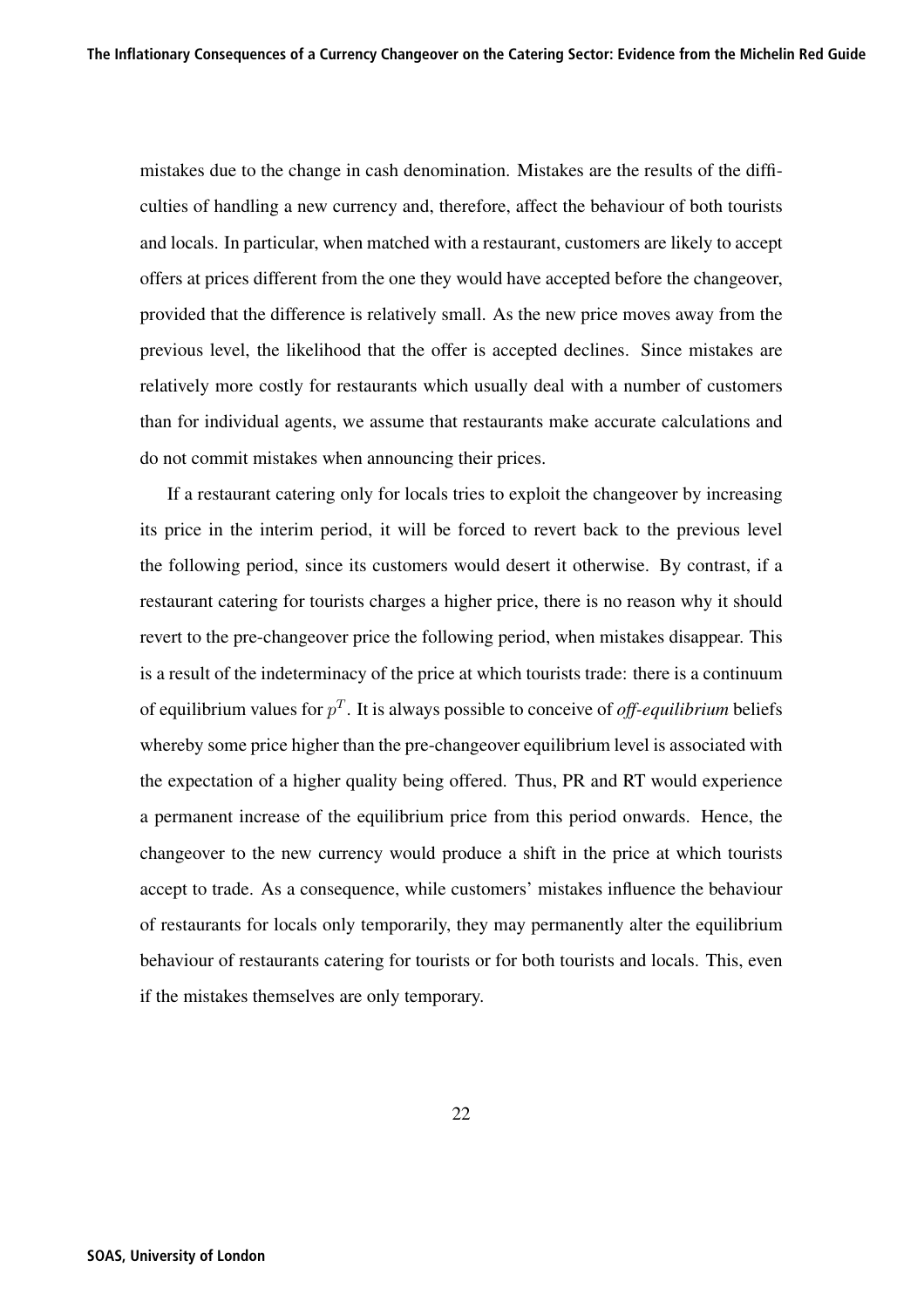mistakes due to the change in cash denomination. Mistakes are the results of the difficulties of handling a new currency and, therefore, affect the behaviour of both tourists and locals. In particular, when matched with a restaurant, customers are likely to accept offers at prices different from the one they would have accepted before the changeover, provided that the difference is relatively small. As the new price moves away from the previous level, the likelihood that the offer is accepted declines. Since mistakes are relatively more costly for restaurants which usually deal with a number of customers than for individual agents, we assume that restaurants make accurate calculations and do not commit mistakes when announcing their prices.

If a restaurant catering only for locals tries to exploit the changeover by increasing its price in the interim period, it will be forced to revert back to the previous level the following period, since its customers would desert it otherwise. By contrast, if a restaurant catering for tourists charges a higher price, there is no reason why it should revert to the pre-changeover price the following period, when mistakes disappear. This is a result of the indeterminacy of the price at which tourists trade: there is a continuum of equilibrium values for $p^T$. It is always possible to conceive of *off-equilibrium* beliefs whereby some price higher than the pre-changeover equilibrium level is associated with the expectation of a higher quality being offered. Thus, PR and RT would experience a permanent increase of the equilibrium price from this period onwards. Hence, the changeover to the new currency would produce a shift in the price at which tourists accept to trade. As a consequence, while customers' mistakes influence the behaviour of restaurants for locals only temporarily, they may permanently alter the equilibrium behaviour of restaurants catering for tourists or for both tourists and locals. This, even if the mistakes themselves are only temporary.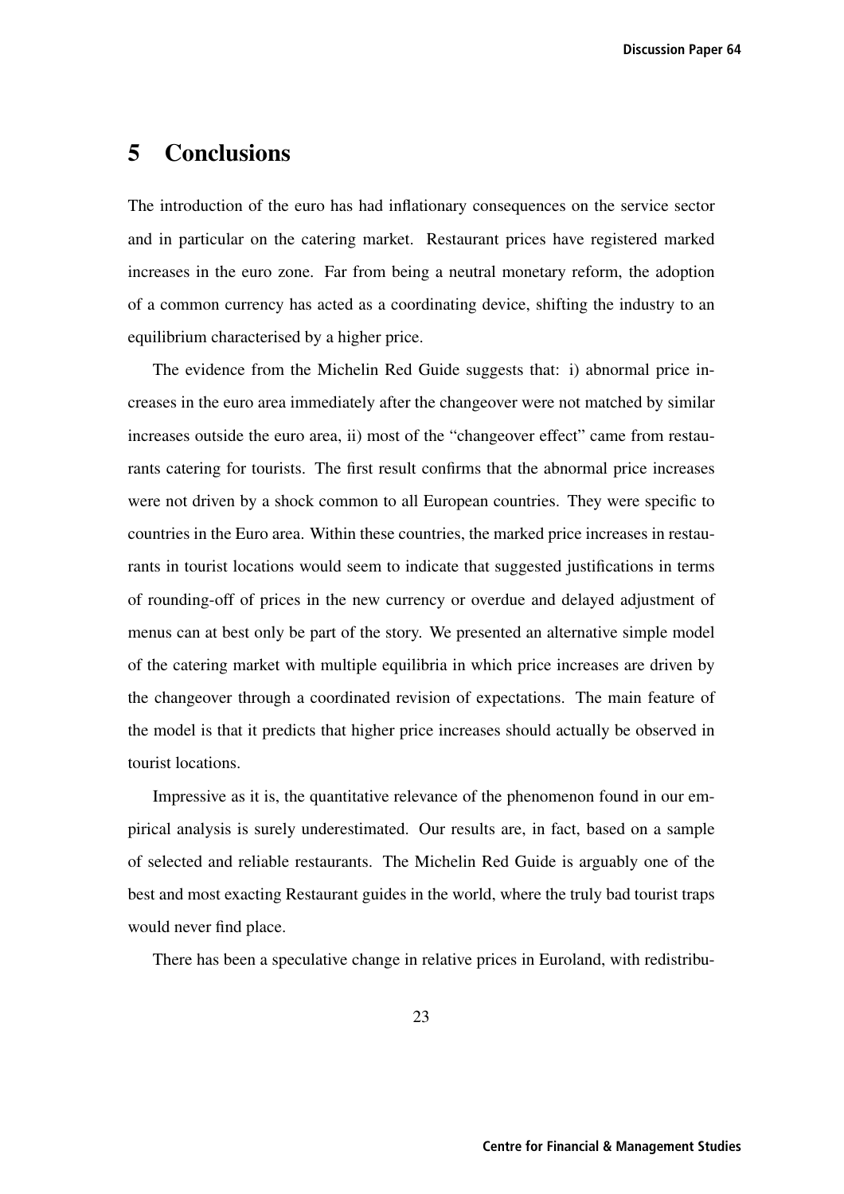# 5 Conclusions

The introduction of the euro has had inflationary consequences on the service sector and in particular on the catering market. Restaurant prices have registered marked increases in the euro zone. Far from being a neutral monetary reform, the adoption of a common currency has acted as a coordinating device, shifting the industry to an equilibrium characterised by a higher price.

The evidence from the Michelin Red Guide suggests that: i) abnormal price increases in the euro area immediately after the changeover were not matched by similar increases outside the euro area, ii) most of the "changeover effect" came from restaurants catering for tourists. The first result confirms that the abnormal price increases were not driven by a shock common to all European countries. They were specific to countries in the Euro area. Within these countries, the marked price increases in restaurants in tourist locations would seem to indicate that suggested justifications in terms of rounding-off of prices in the new currency or overdue and delayed adjustment of menus can at best only be part of the story. We presented an alternative simple model of the catering market with multiple equilibria in which price increases are driven by the changeover through a coordinated revision of expectations. The main feature of the model is that it predicts that higher price increases should actually be observed in tourist locations.

Impressive as it is, the quantitative relevance of the phenomenon found in our empirical analysis is surely underestimated. Our results are, in fact, based on a sample of selected and reliable restaurants. The Michelin Red Guide is arguably one of the best and most exacting Restaurant guides in the world, where the truly bad tourist traps would never find place.

There has been a speculative change in relative prices in Euroland, with redistribu-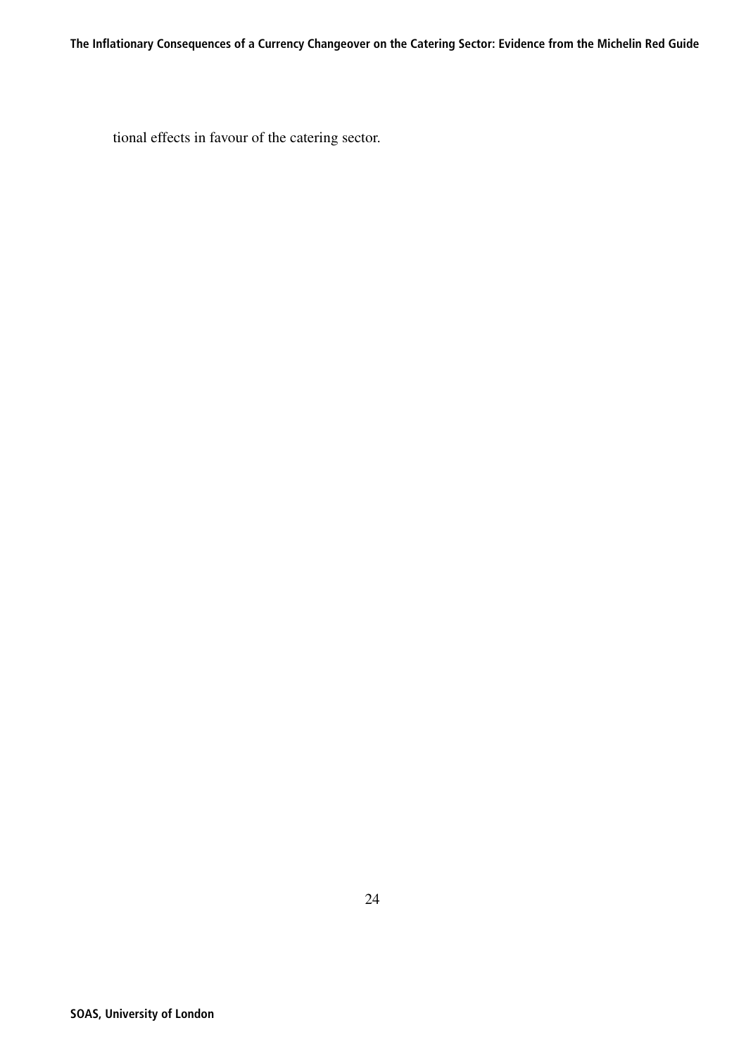tional effects in favour of the catering sector.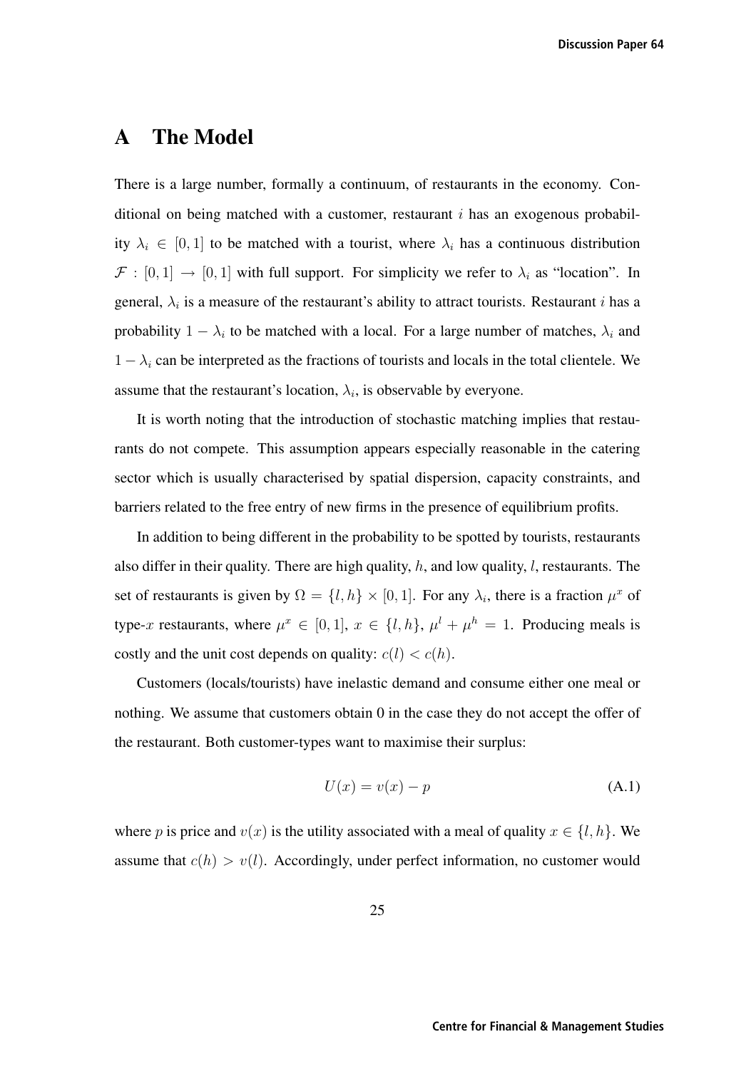# A The Model

There is a large number, formally a continuum, of restaurants in the economy. Conditional on being matched with a customer, restaurant $i$ has an exogenous probability $\lambda_i \in [0, 1]$ to be matched with a tourist, where $\lambda_i$ has a continuous distribution $\mathcal{F} : [0, 1] \rightarrow [0, 1]$ with full support. For simplicity we refer to $\lambda_i$ as "location". In general, $\lambda_i$ is a measure of the restaurant's ability to attract tourists. Restaurant $i$ has a probability $1 - \lambda_i$ to be matched with a local. For a large number of matches, $\lambda_i$ and $1 - \lambda_i$ can be interpreted as the fractions of tourists and locals in the total clientele. We assume that the restaurant's location, $\lambda_i$, is observable by everyone.

It is worth noting that the introduction of stochastic matching implies that restaurants do not compete. This assumption appears especially reasonable in the catering sector which is usually characterised by spatial dispersion, capacity constraints, and barriers related to the free entry of new firms in the presence of equilibrium profits.

In addition to being different in the probability to be spotted by tourists, restaurants also differ in their quality. There are high quality, $h$, and low quality, $l$, restaurants. The set of restaurants is given by $\Omega = \{l, h\} \times [0, 1]$. For any $\lambda_i$, there is a fraction $\mu^x$ of type-$x$ restaurants, where $\mu^x \in [0, 1]$, $x \in \{l, h\}$, $\mu^l + \mu^h = 1$. Producing meals is costly and the unit cost depends on quality: $c(l) < c(h)$.

Customers (locals/tourists) have inelastic demand and consume either one meal or nothing. We assume that customers obtain 0 in the case they do not accept the offer of the restaurant. Both customer-types want to maximise their surplus:

$$U(x) = v(x) - p \tag{A.1}$$

where $p$ is price and $v(x)$ is the utility associated with a meal of quality $x \in \{l, h\}$. We assume that $c(h) > v(l)$. Accordingly, under perfect information, no customer would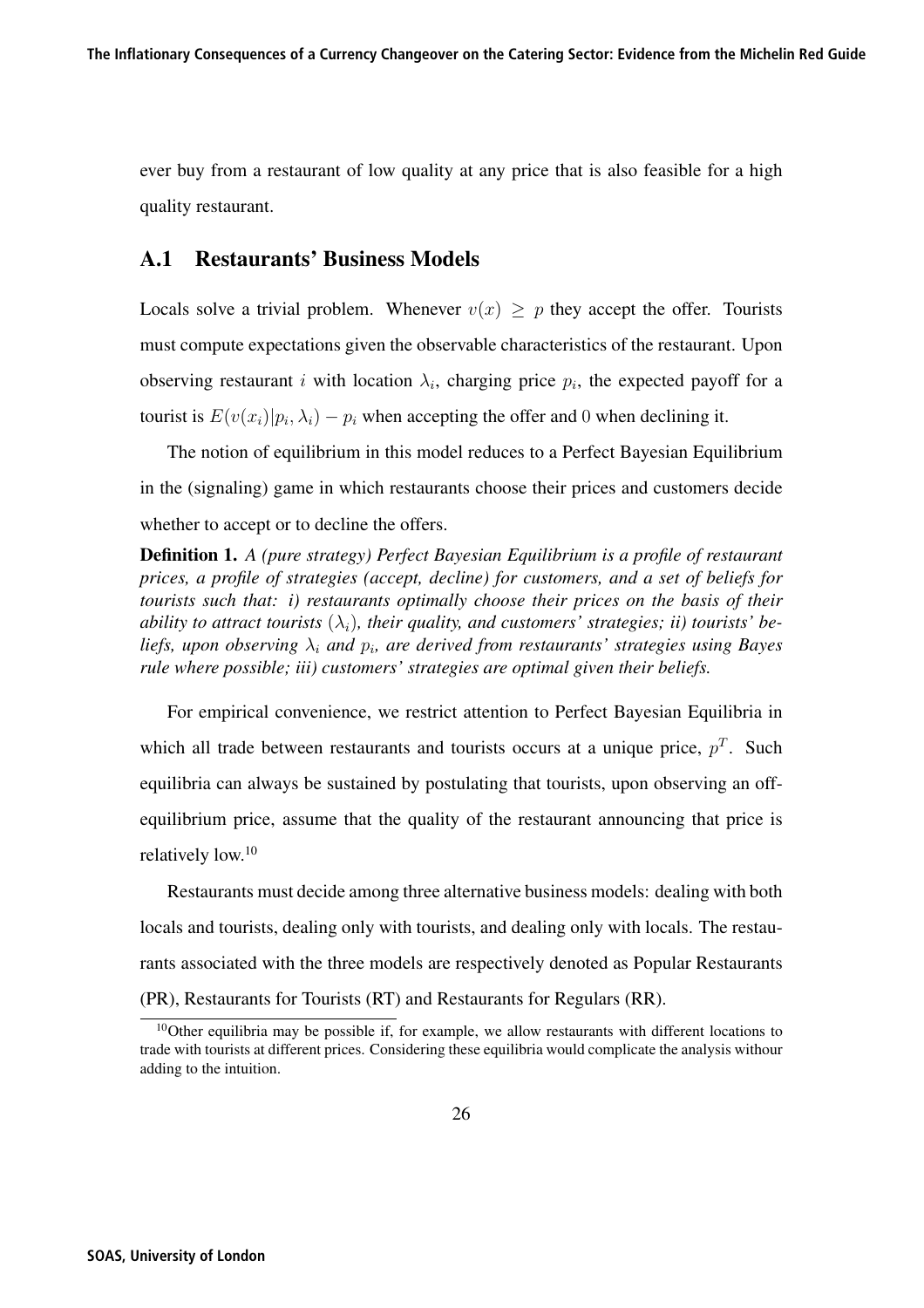ever buy from a restaurant of low quality at any price that is also feasible for a high quality restaurant.

## A.1 Restaurants' Business Models

Locals solve a trivial problem. Whenever $v(x) \geq p$ they accept the offer. Tourists must compute expectations given the observable characteristics of the restaurant. Upon observing restaurant $i$ with location $\lambda_i$, charging price $p_i$, the expected payoff for a tourist is $E(v(x_i)|p_i, \lambda_i) - p_i$ when accepting the offer and $0$ when declining it.

The notion of equilibrium in this model reduces to a Perfect Bayesian Equilibrium in the (signaling) game in which restaurants choose their prices and customers decide whether to accept or to decline the offers.

**Definition 1.** *A (pure strategy) Perfect Bayesian Equilibrium is a profile of restaurant prices, a profile of strategies (accept, decline) for customers, and a set of beliefs for tourists such that: i) restaurants optimally choose their prices on the basis of their ability to attract tourists ($\lambda_i$), their quality, and customers' strategies; ii) tourists' beliefs, upon observing $\lambda_i$ and $p_i$, are derived from restaurants' strategies using Bayes rule where possible; iii) customers' strategies are optimal given their beliefs.*

For empirical convenience, we restrict attention to Perfect Bayesian Equilibria in which all trade between restaurants and tourists occurs at a unique price, $p^T$. Such equilibria can always be sustained by postulating that tourists, upon observing an off-equilibrium price, assume that the quality of the restaurant announcing that price is relatively low.[10]

Restaurants must decide among three alternative business models: dealing with both locals and tourists, dealing only with tourists, and dealing only with locals. The restaurants associated with the three models are respectively denoted as Popular Restaurants (PR), Restaurants for Tourists (RT) and Restaurants for Regulars (RR).

[10] Other equilibria may be possible if, for example, we allow restaurants with different locations to trade with tourists at different prices. Considering these equilibria would complicate the analysis withour adding to the intuition.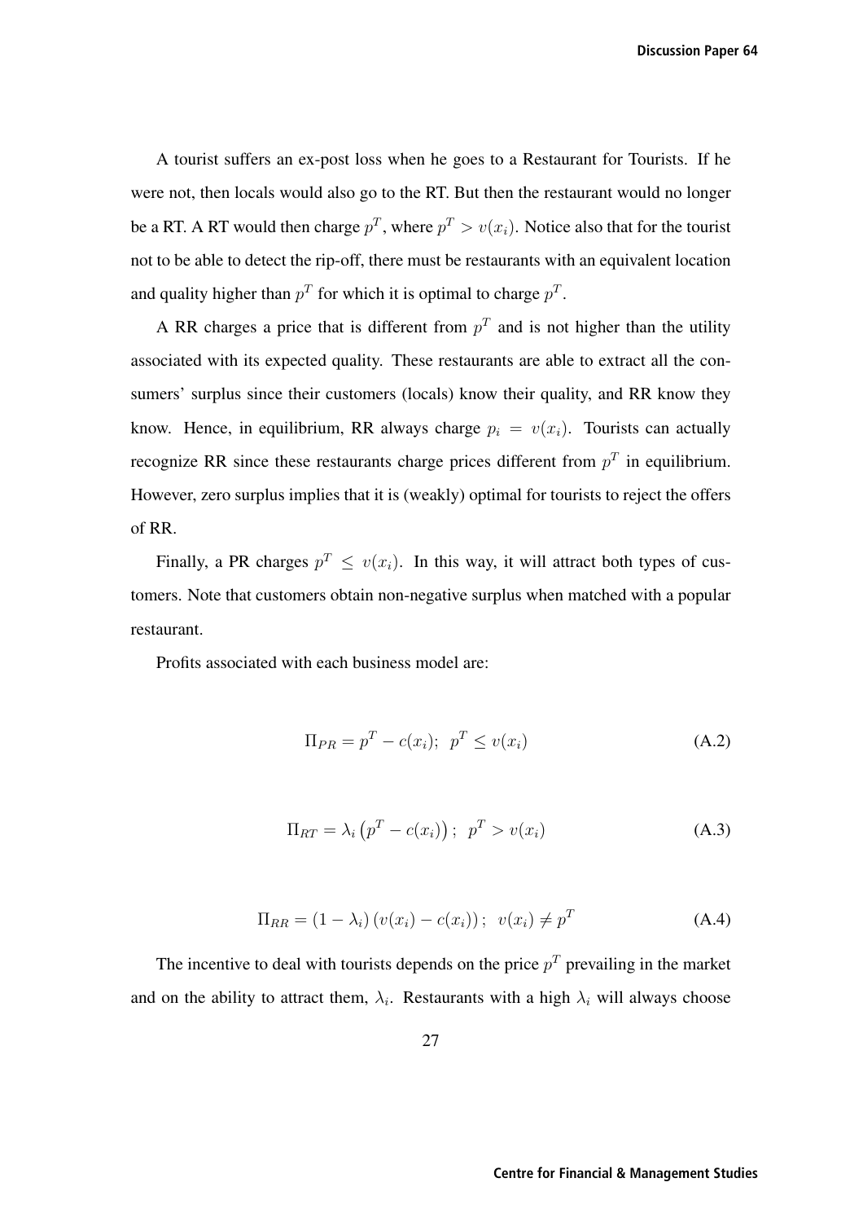A tourist suffers an ex-post loss when he goes to a Restaurant for Tourists. If he were not, then locals would also go to the RT. But then the restaurant would no longer be a RT. A RT would then charge $p^T$, where $p^T > v(x_i)$. Notice also that for the tourist not to be able to detect the rip-off, there must be restaurants with an equivalent location and quality higher than $p^T$ for which it is optimal to charge $p^T$.

A RR charges a price that is different from $p^T$ and is not higher than the utility associated with its expected quality. These restaurants are able to extract all the consumers' surplus since their customers (locals) know their quality, and RR know they know. Hence, in equilibrium, RR always charge $p_i = v(x_i)$. Tourists can actually recognize RR since these restaurants charge prices different from $p^T$ in equilibrium. However, zero surplus implies that it is (weakly) optimal for tourists to reject the offers of RR.

Finally, a PR charges $p^T \leq v(x_i)$. In this way, it will attract both types of customers. Note that customers obtain non-negative surplus when matched with a popular restaurant.

Profits associated with each business model are:

$$\Pi_{PR} = p^T - c(x_i); \;\; p^T \leq v(x_i) \tag{A.2}$$

$$\Pi_{RT} = \lambda_i \left(p^T - c(x_i)\right); \;\; p^T > v(x_i) \tag{A.3}$$

$$\Pi_{RR} = (1 - \lambda_i)\left(v(x_i) - c(x_i)\right); \;\; v(x_i) \neq p^T \tag{A.4}$$

The incentive to deal with tourists depends on the price $p^T$ prevailing in the market and on the ability to attract them, $\lambda_i$. Restaurants with a high $\lambda_i$ will always choose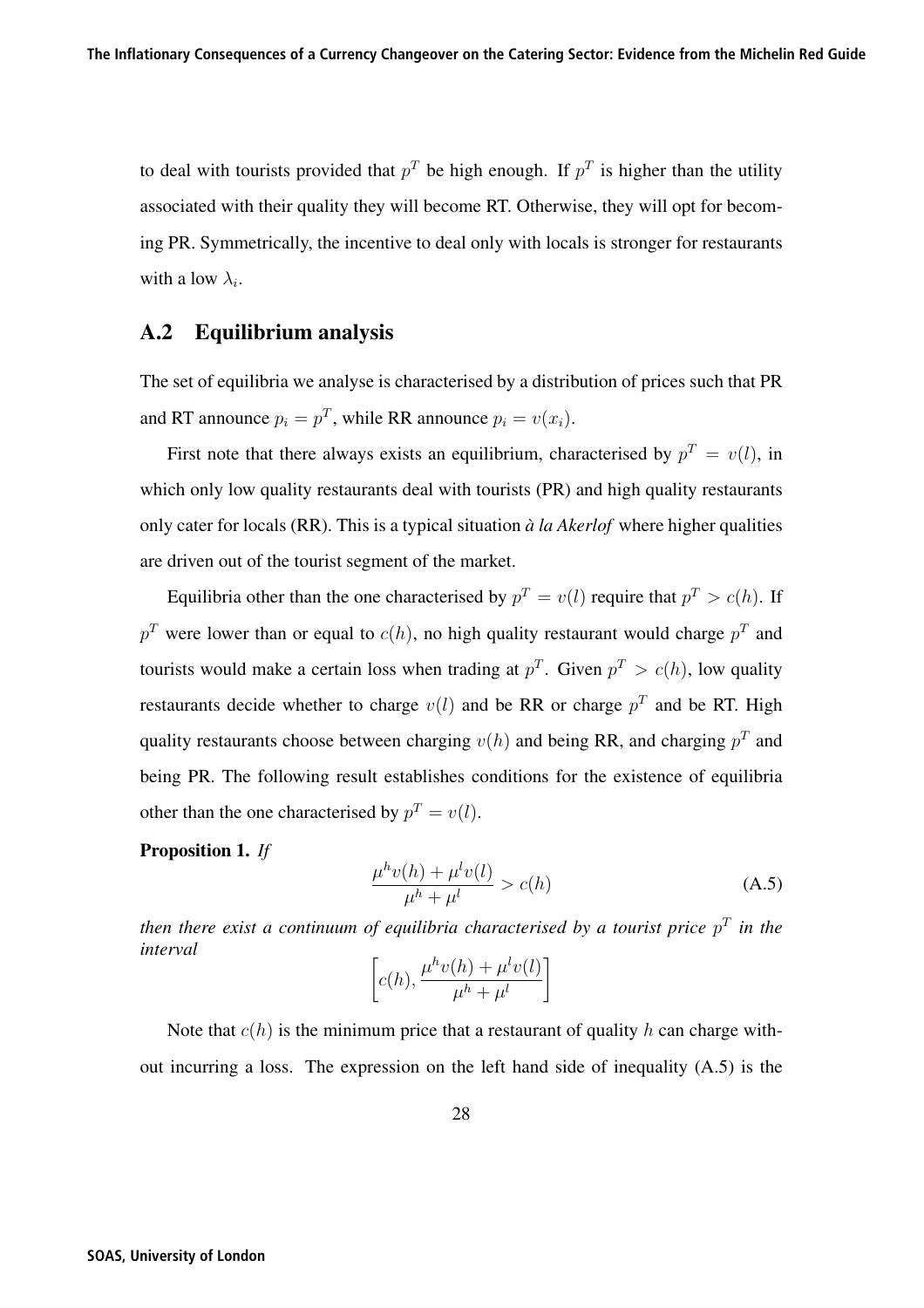to deal with tourists provided that $p^T$ be high enough. If $p^T$ is higher than the utility associated with their quality they will become RT. Otherwise, they will opt for becoming PR. Symmetrically, the incentive to deal only with locals is stronger for restaurants with a low $\lambda_i$.

## A.2 Equilibrium analysis

The set of equilibria we analyse is characterised by a distribution of prices such that PR and RT announce $p_i = p^T$, while RR announce $p_i = v(x_i)$.

First note that there always exists an equilibrium, characterised by $p^T = v(l)$, in which only low quality restaurants deal with tourists (PR) and high quality restaurants only cater for locals (RR). This is a typical situation *à la Akerlof* where higher qualities are driven out of the tourist segment of the market.

Equilibria other than the one characterised by $p^T = v(l)$ require that $p^T > c(h)$. If $p^T$ were lower than or equal to $c(h)$, no high quality restaurant would charge $p^T$ and tourists would make a certain loss when trading at $p^T$. Given $p^T > c(h)$, low quality restaurants decide whether to charge $v(l)$ and be RR or charge $p^T$ and be RT. High quality restaurants choose between charging $v(h)$ and being RR, and charging $p^T$ and being PR. The following result establishes conditions for the existence of equilibria other than the one characterised by $p^T = v(l)$.

**Proposition 1.** *If*

$$\frac{\mu^h v(h) + \mu^l v(l)}{\mu^h + \mu^l} > c(h) \tag{A.5}$$

*then there exist a continuum of equilibria characterised by a tourist price $p^T$ in the interval*

$$\left[c(h), \frac{\mu^h v(h) + \mu^l v(l)}{\mu^h + \mu^l}\right]$$

Note that $c(h)$ is the minimum price that a restaurant of quality $h$ can charge without incurring a loss. The expression on the left hand side of inequality (A.5) is the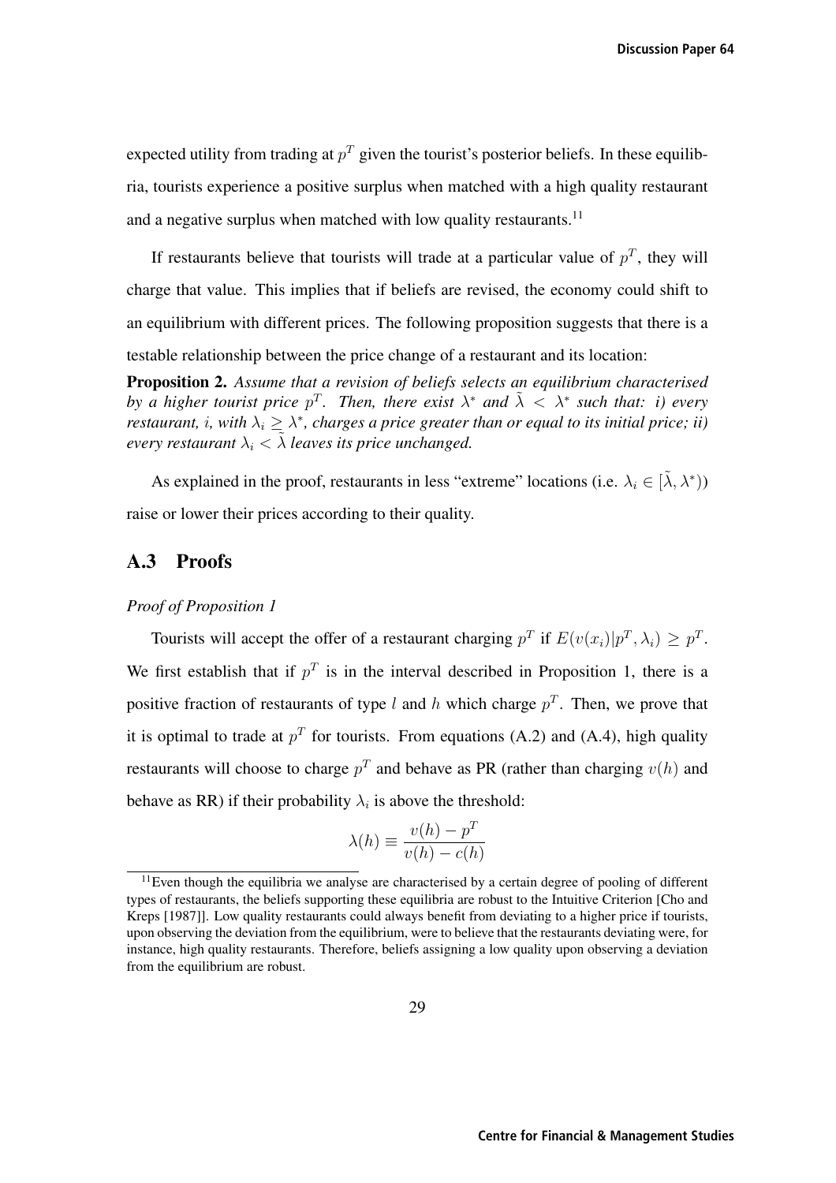expected utility from trading at $p^T$ given the tourist's posterior beliefs. In these equilibria, tourists experience a positive surplus when matched with a high quality restaurant and a negative surplus when matched with low quality restaurants.[11]

If restaurants believe that tourists will trade at a particular value of $p^T$, they will charge that value. This implies that if beliefs are revised, the economy could shift to an equilibrium with different prices. The following proposition suggests that there is a testable relationship between the price change of a restaurant and its location:

**Proposition 2.** *Assume that a revision of beliefs selects an equilibrium characterised by a higher tourist price $p^T$. Then, there exist $\lambda^*$ and $\tilde{\lambda} < \lambda^*$ such that: i) every restaurant, $i$, with $\lambda_i \geq \lambda^*$, charges a price greater than or equal to its initial price; ii) every restaurant $\lambda_i < \tilde{\lambda}$ leaves its price unchanged.*

As explained in the proof, restaurants in less "extreme" locations (i.e. $\lambda_i \in [\tilde{\lambda}, \lambda^*)$) raise or lower their prices according to their quality.

## A.3 Proofs

*Proof of Proposition 1*

Tourists will accept the offer of a restaurant charging $p^T$ if $E(v(x_i)|p^T, \lambda_i) \geq p^T$. We first establish that if $p^T$ is in the interval described in Proposition 1, there is a positive fraction of restaurants of type $l$ and $h$ which charge $p^T$. Then, we prove that it is optimal to trade at $p^T$ for tourists. From equations (A.2) and (A.4), high quality restaurants will choose to charge $p^T$ and behave as PR (rather than charging $v(h)$ and behave as RR) if their probability $\lambda_i$ is above the threshold:

$$\lambda(h) \equiv \frac{v(h) - p^T}{v(h) - c(h)}$$

[11] Even though the equilibria we analyse are characterised by a certain degree of pooling of different types of restaurants, the beliefs supporting these equilibria are robust to the Intuitive Criterion [Cho and Kreps [1987]]. Low quality restaurants could always benefit from deviating to a higher price if tourists, upon observing the deviation from the equilibrium, were to believe that the restaurants deviating were, for instance, high quality restaurants. Therefore, beliefs assigning a low quality upon observing a deviation from the equilibrium are robust.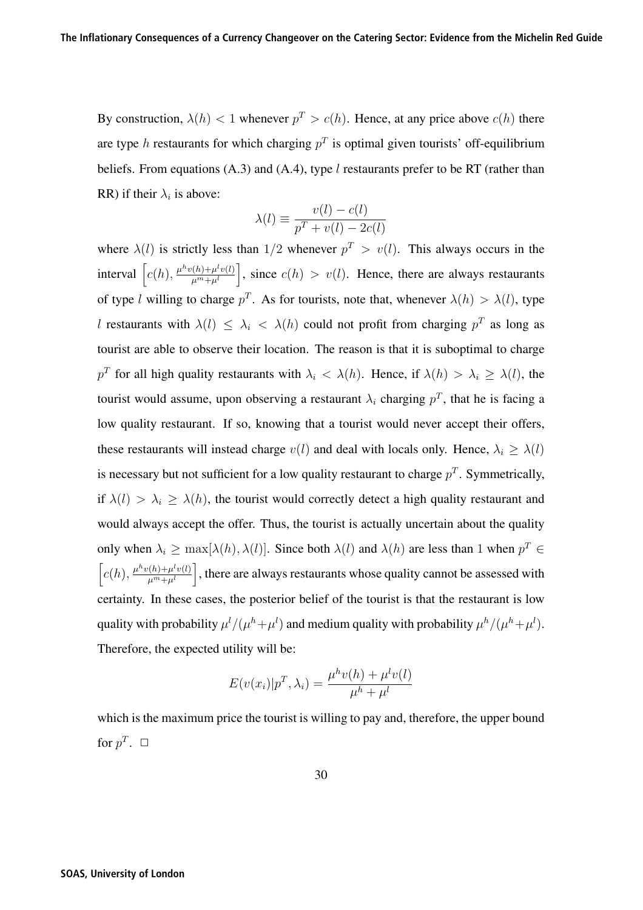By construction, $\lambda(h) < 1$ whenever $p^T > c(h)$. Hence, at any price above $c(h)$ there are type $h$ restaurants for which charging $p^T$ is optimal given tourists' off-equilibrium beliefs. From equations (A.3) and (A.4), type $l$ restaurants prefer to be RT (rather than RR) if their $\lambda_i$ is above:

$$\lambda(l) \equiv \frac{v(l) - c(l)}{p^T + v(l) - 2c(l)}$$

where $\lambda(l)$ is strictly less than $1/2$ whenever $p^T > v(l)$. This always occurs in the interval $\left[c(h), \frac{\mu^h v(h) + \mu^l v(l)}{\mu^m + \mu^l}\right]$, since $c(h) > v(l)$. Hence, there are always restaurants of type $l$ willing to charge $p^T$. As for tourists, note that, whenever $\lambda(h) > \lambda(l)$, type $l$ restaurants with $\lambda(l) \leq \lambda_i < \lambda(h)$ could not profit from charging $p^T$ as long as tourist are able to observe their location. The reason is that it is suboptimal to charge $p^T$ for all high quality restaurants with $\lambda_i < \lambda(h)$. Hence, if $\lambda(h) > \lambda_i \geq \lambda(l)$, the tourist would assume, upon observing a restaurant $\lambda_i$ charging $p^T$, that he is facing a low quality restaurant. If so, knowing that a tourist would never accept their offers, these restaurants will instead charge $v(l)$ and deal with locals only. Hence, $\lambda_i \geq \lambda(l)$ is necessary but not sufficient for a low quality restaurant to charge $p^T$. Symmetrically, if $\lambda(l) > \lambda_i \geq \lambda(h)$, the tourist would correctly detect a high quality restaurant and would always accept the offer. Thus, the tourist is actually uncertain about the quality only when $\lambda_i \geq \max[\lambda(h), \lambda(l)]$. Since both $\lambda(l)$ and $\lambda(h)$ are less than 1 when $p^T \in \left[c(h), \frac{\mu^h v(h) + \mu^l v(l)}{\mu^m + \mu^l}\right]$, there are always restaurants whose quality cannot be assessed with certainty. In these cases, the posterior belief of the tourist is that the restaurant is low quality with probability $\mu^l/(\mu^h + \mu^l)$ and medium quality with probability $\mu^h/(\mu^h + \mu^l)$. Therefore, the expected utility will be:

$$E(v(x_i)|p^T, \lambda_i) = \frac{\mu^h v(h) + \mu^l v(l)}{\mu^h + \mu^l}$$

which is the maximum price the tourist is willing to pay and, therefore, the upper bound for $p^T$. $\square$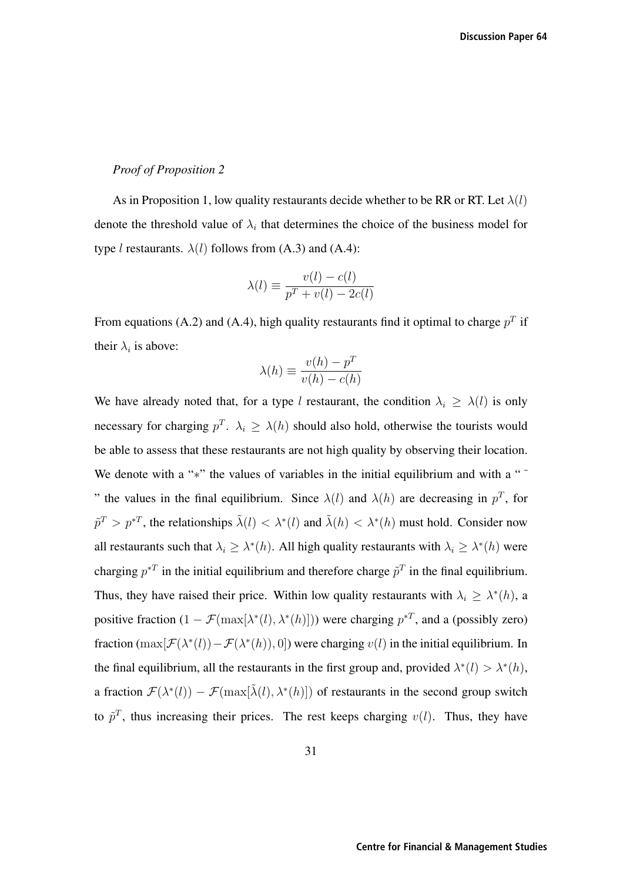*Proof of Proposition 2*

As in Proposition 1, low quality restaurants decide whether to be RR or RT. Let $\lambda(l)$ denote the threshold value of $\lambda_i$ that determines the choice of the business model for type $l$ restaurants. $\lambda(l)$ follows from (A.3) and (A.4):

$$\lambda(l) \equiv \frac{v(l) - c(l)}{p^T + v(l) - 2c(l)}$$

From equations (A.2) and (A.4), high quality restaurants find it optimal to charge $p^T$ if their $\lambda_i$ is above:

$$\lambda(h) \equiv \frac{v(h) - p^T}{v(h) - c(h)}$$

We have already noted that, for a type $l$ restaurant, the condition $\lambda_i \geq \lambda(l)$ is only necessary for charging $p^T$. $\lambda_i \geq \lambda(h)$ should also hold, otherwise the tourists would be able to assess that these restaurants are not high quality by observing their location. We denote with a "$*$" the values of variables in the initial equilibrium and with a " $\tilde{}$ " the values in the final equilibrium. Since $\lambda(l)$ and $\lambda(h)$ are decreasing in $p^T$, for $\tilde{p}^T > p^{*T}$, the relationships $\tilde{\lambda}(l) < \lambda^*(l)$ and $\tilde{\lambda}(h) < \lambda^*(h)$ must hold. Consider now all restaurants such that $\lambda_i \geq \lambda^*(h)$. All high quality restaurants with $\lambda_i \geq \lambda^*(h)$ were charging $p^{*T}$ in the initial equilibrium and therefore charge $\tilde{p}^T$ in the final equilibrium. Thus, they have raised their price. Within low quality restaurants with $\lambda_i \geq \lambda^*(h)$, a positive fraction $(1 - \mathcal{F}(\max[\lambda^*(l), \lambda^*(h)]))$ were charging $p^{*T}$, and a (possibly zero) fraction $(\max[\mathcal{F}(\lambda^*(l)) - \mathcal{F}(\lambda^*(h)), 0])$ were charging $v(l)$ in the initial equilibrium. In the final equilibrium, all the restaurants in the first group and, provided $\lambda^*(l) > \lambda^*(h)$, a fraction $\mathcal{F}(\lambda^*(l)) - \mathcal{F}(\max[\tilde{\lambda}(l), \lambda^*(h)])$ of restaurants in the second group switch to $\tilde{p}^T$, thus increasing their prices. The rest keeps charging $v(l)$. Thus, they have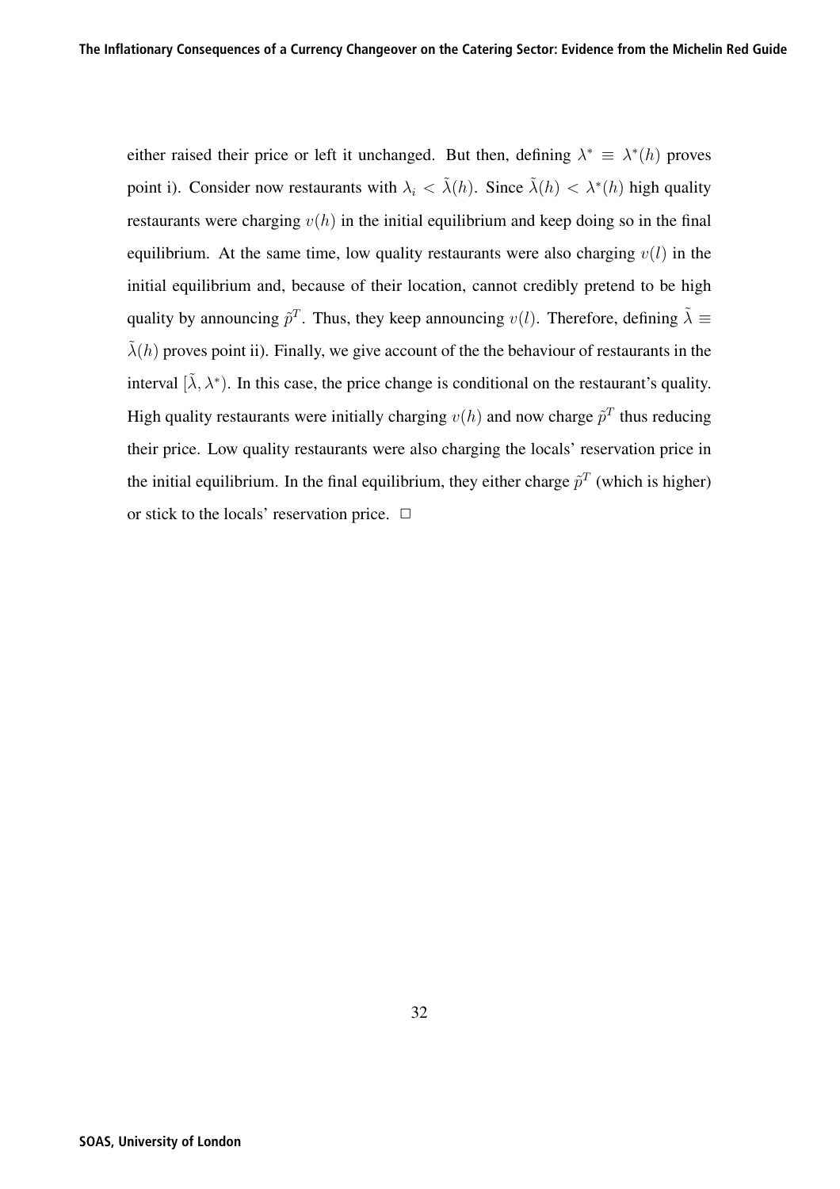either raised their price or left it unchanged. But then, defining $\lambda^* \equiv \lambda^*(h)$ proves point i). Consider now restaurants with $\lambda_i < \tilde{\lambda}(h)$. Since $\tilde{\lambda}(h) < \lambda^*(h)$ high quality restaurants were charging $v(h)$ in the initial equilibrium and keep doing so in the final equilibrium. At the same time, low quality restaurants were also charging $v(l)$ in the initial equilibrium and, because of their location, cannot credibly pretend to be high quality by announcing $\tilde{p}^T$. Thus, they keep announcing $v(l)$. Therefore, defining $\tilde{\lambda} \equiv \tilde{\lambda}(h)$ proves point ii). Finally, we give account of the the behaviour of restaurants in the interval $[\tilde{\lambda}, \lambda^*)$. In this case, the price change is conditional on the restaurant's quality. High quality restaurants were initially charging $v(h)$ and now charge $\tilde{p}^T$ thus reducing their price. Low quality restaurants were also charging the locals' reservation price in the initial equilibrium. In the final equilibrium, they either charge $\tilde{p}^T$ (which is higher) or stick to the locals' reservation price. $\square$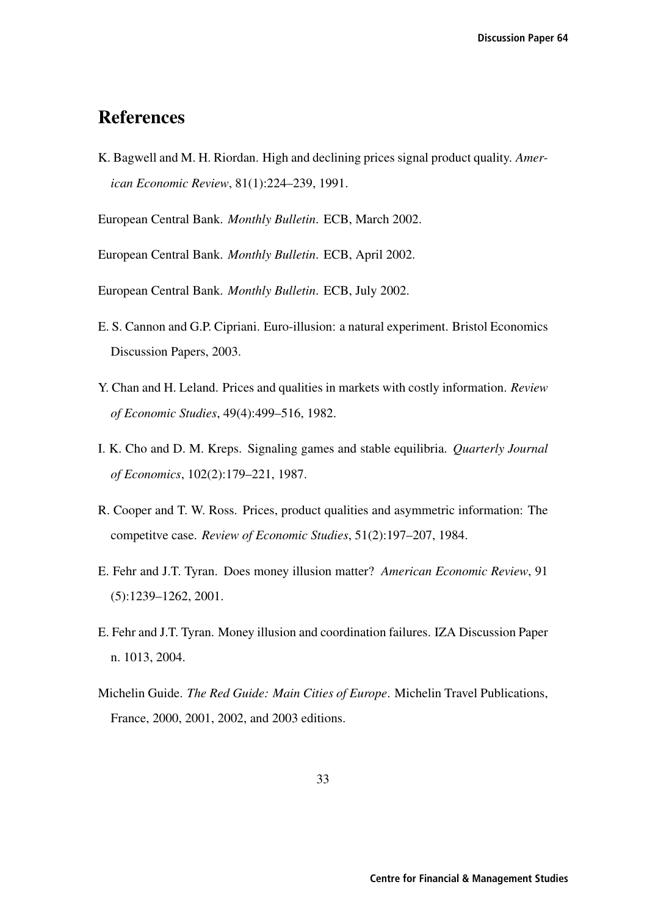# References

K. Bagwell and M. H. Riordan. High and declining prices signal product quality. *American Economic Review*, 81(1):224–239, 1991.

European Central Bank. *Monthly Bulletin*. ECB, March 2002.

European Central Bank. *Monthly Bulletin*. ECB, April 2002.

European Central Bank. *Monthly Bulletin*. ECB, July 2002.

E. S. Cannon and G.P. Cipriani. Euro-illusion: a natural experiment. Bristol Economics Discussion Papers, 2003.

Y. Chan and H. Leland. Prices and qualities in markets with costly information. *Review of Economic Studies*, 49(4):499–516, 1982.

I. K. Cho and D. M. Kreps. Signaling games and stable equilibria. *Quarterly Journal of Economics*, 102(2):179–221, 1987.

R. Cooper and T. W. Ross. Prices, product qualities and asymmetric information: The competitve case. *Review of Economic Studies*, 51(2):197–207, 1984.

E. Fehr and J.T. Tyran. Does money illusion matter? *American Economic Review*, 91 (5):1239–1262, 2001.

E. Fehr and J.T. Tyran. Money illusion and coordination failures. IZA Discussion Paper n. 1013, 2004.

Michelin Guide. *The Red Guide: Main Cities of Europe*. Michelin Travel Publications, France, 2000, 2001, 2002, and 2003 editions.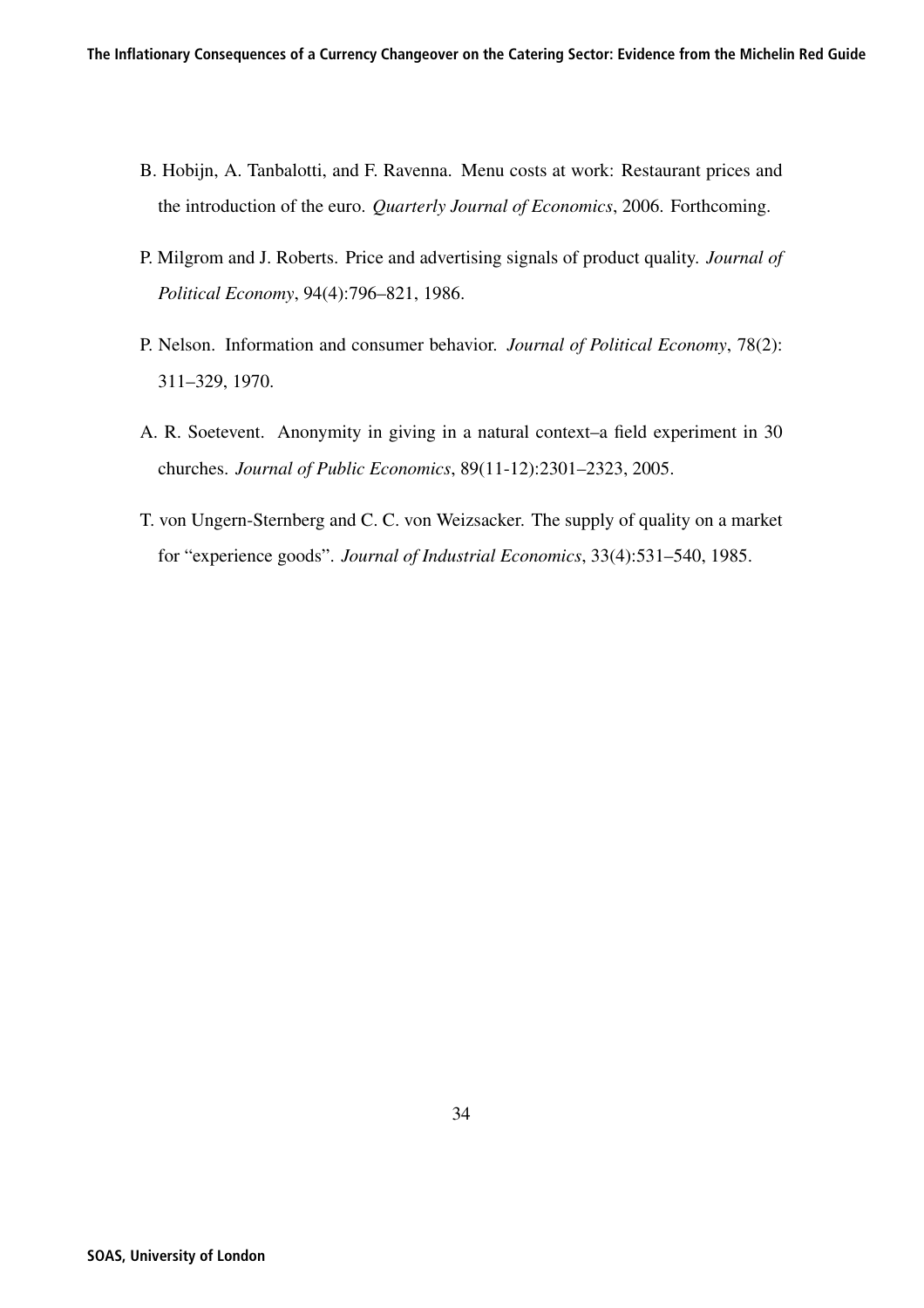B. Hobijn, A. Tanbalotti, and F. Ravenna. Menu costs at work: Restaurant prices and the introduction of the euro. *Quarterly Journal of Economics*, 2006. Forthcoming.

P. Milgrom and J. Roberts. Price and advertising signals of product quality. *Journal of Political Economy*, 94(4):796–821, 1986.

P. Nelson. Information and consumer behavior. *Journal of Political Economy*, 78(2): 311–329, 1970.

A. R. Soetevent. Anonymity in giving in a natural context–a field experiment in 30 churches. *Journal of Public Economics*, 89(11-12):2301–2323, 2005.

T. von Ungern-Sternberg and C. C. von Weizsacker. The supply of quality on a market for "experience goods". *Journal of Industrial Economics*, 33(4):531–540, 1985.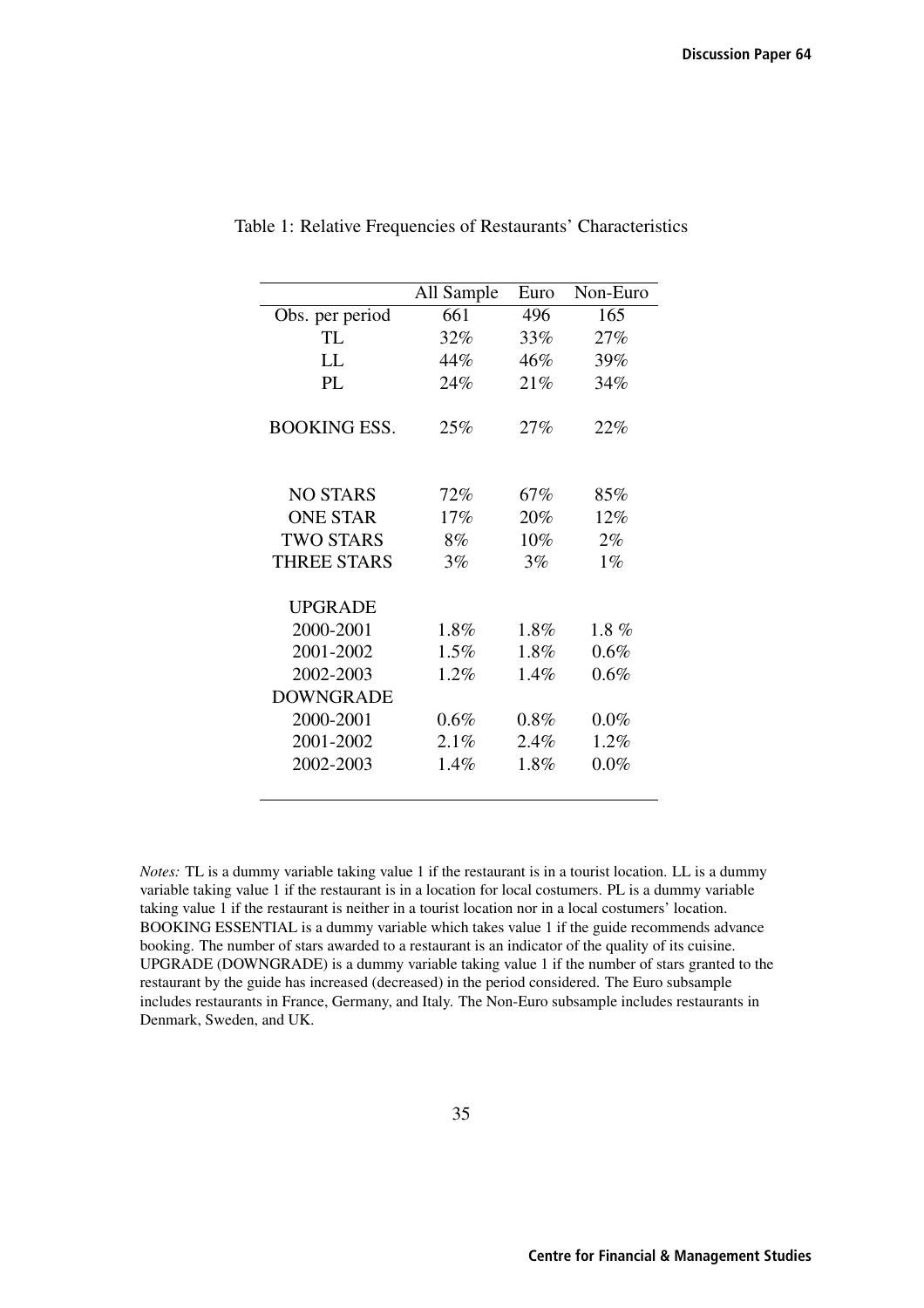Table 1: Relative Frequencies of Restaurants' Characteristics

| | All Sample | Euro | Non-Euro |
|---|---|---|---|
| Obs. per period | 661 | 496 | 165 |
| TL | 32% | 33% | 27% |
| LL | 44% | 46% | 39% |
| PL | 24% | 21% | 34% |
| BOOKING ESS. | 25% | 27% | 22% |
| NO STARS | 72% | 67% | 85% |
| ONE STAR | 17% | 20% | 12% |
| TWO STARS | 8% | 10% | 2% |
| THREE STARS | 3% | 3% | 1% |
| UPGRADE | | | |
| 2000-2001 | 1.8% | 1.8% | 1.8 % |
| 2001-2002 | 1.5% | 1.8% | 0.6% |
| 2002-2003 | 1.2% | 1.4% | 0.6% |
| DOWNGRADE | | | |
| 2000-2001 | 0.6% | 0.8% | 0.0% |
| 2001-2002 | 2.1% | 2.4% | 1.2% |
| 2002-2003 | 1.4% | 1.8% | 0.0% |

*Notes:* TL is a dummy variable taking value 1 if the restaurant is in a tourist location. LL is a dummy variable taking value 1 if the restaurant is in a location for local costumers. PL is a dummy variable taking value 1 if the restaurant is neither in a tourist location nor in a local costumers' location. BOOKING ESSENTIAL is a dummy variable which takes value 1 if the guide recommends advance booking. The number of stars awarded to a restaurant is an indicator of the quality of its cuisine. UPGRADE (DOWNGRADE) is a dummy variable taking value 1 if the number of stars granted to the restaurant by the guide has increased (decreased) in the period considered. The Euro subsample includes restaurants in France, Germany, and Italy. The Non-Euro subsample includes restaurants in Denmark, Sweden, and UK.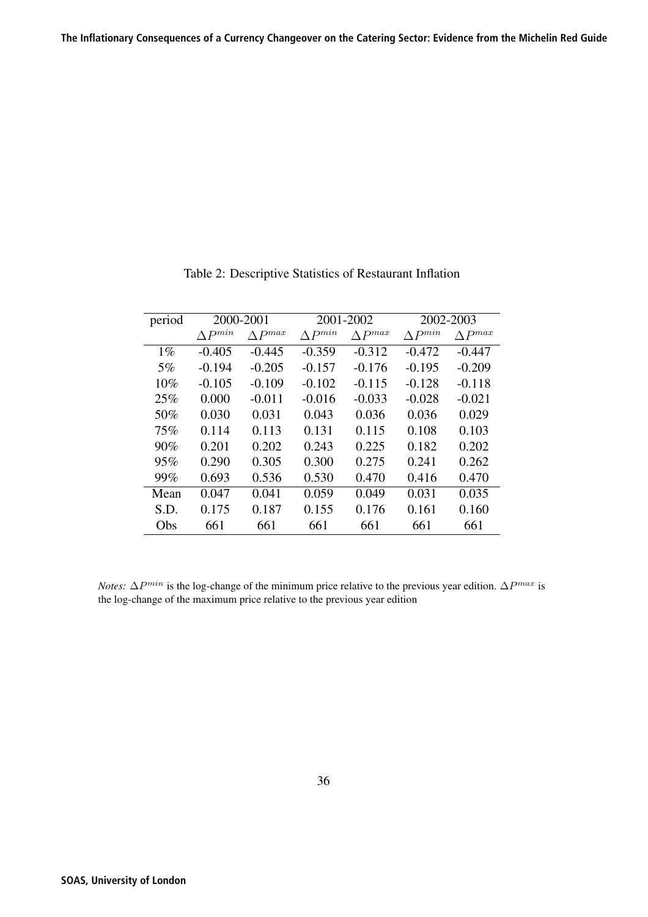Table 2: Descriptive Statistics of Restaurant Inflation

| period | 2000-2001 | | 2001-2002 | | 2002-2003 | |
|---|---|---|---|---|---|---|
| | $\Delta P^{min}$ | $\Delta P^{max}$ | $\Delta P^{min}$ | $\Delta P^{max}$ | $\Delta P^{min}$ | $\Delta P^{max}$ |
| 1% | -0.405 | -0.445 | -0.359 | -0.312 | -0.472 | -0.447 |
| 5% | -0.194 | -0.205 | -0.157 | -0.176 | -0.195 | -0.209 |
| 10% | -0.105 | -0.109 | -0.102 | -0.115 | -0.128 | -0.118 |
| 25% | 0.000 | -0.011 | -0.016 | -0.033 | -0.028 | -0.021 |
| 50% | 0.030 | 0.031 | 0.043 | 0.036 | 0.036 | 0.029 |
| 75% | 0.114 | 0.113 | 0.131 | 0.115 | 0.108 | 0.103 |
| 90% | 0.201 | 0.202 | 0.243 | 0.225 | 0.182 | 0.202 |
| 95% | 0.290 | 0.305 | 0.300 | 0.275 | 0.241 | 0.262 |
| 99% | 0.693 | 0.536 | 0.530 | 0.470 | 0.416 | 0.470 |
| Mean | 0.047 | 0.041 | 0.059 | 0.049 | 0.031 | 0.035 |
| S.D. | 0.175 | 0.187 | 0.155 | 0.176 | 0.161 | 0.160 |
| Obs | 661 | 661 | 661 | 661 | 661 | 661 |

*Notes:* $\Delta P^{min}$ is the log-change of the minimum price relative to the previous year edition. $\Delta P^{max}$ is the log-change of the maximum price relative to the previous year edition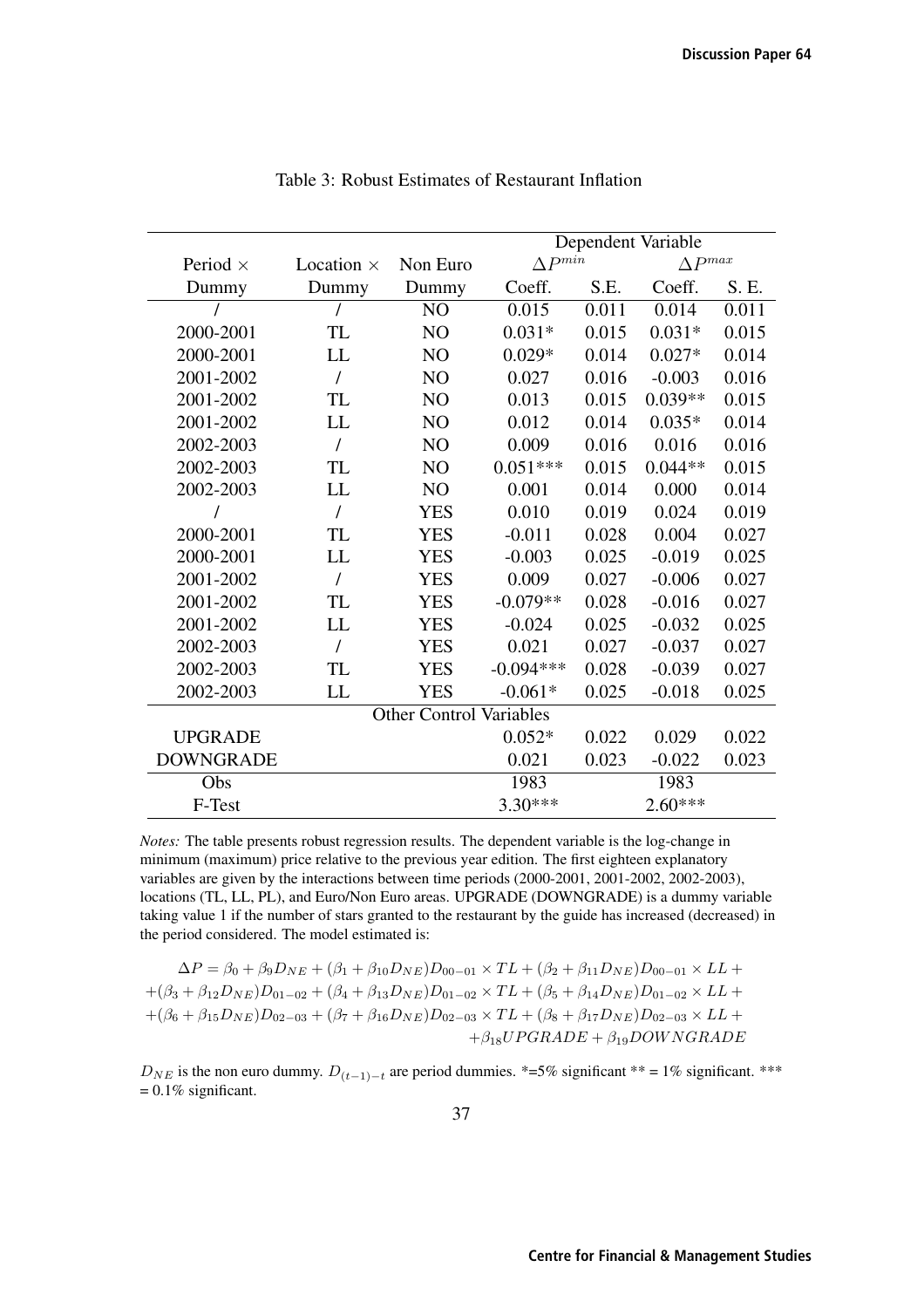Table 3: Robust Estimates of Restaurant Inflation

| | | | Dependent Variable | | | |
|---|---|---|---|---|---|---|
| Period × | Location × | Non Euro | $\Delta P^{min}$ | | $\Delta P^{max}$ | |
| Dummy | Dummy | Dummy | Coeff. | S.E. | Coeff. | S. E. |
| / | / | NO | 0.015 | 0.011 | 0.014 | 0.011 |
| 2000-2001 | TL | NO | 0.031* | 0.015 | 0.031* | 0.015 |
| 2000-2001 | LL | NO | 0.029* | 0.014 | 0.027* | 0.014 |
| 2001-2002 | / | NO | 0.027 | 0.016 | -0.003 | 0.016 |
| 2001-2002 | TL | NO | 0.013 | 0.015 | 0.039** | 0.015 |
| 2001-2002 | LL | NO | 0.012 | 0.014 | 0.035* | 0.014 |
| 2002-2003 | / | NO | 0.009 | 0.016 | 0.016 | 0.016 |
| 2002-2003 | TL | NO | 0.051*** | 0.015 | 0.044** | 0.015 |
| 2002-2003 | LL | NO | 0.001 | 0.014 | 0.000 | 0.014 |
| / | / | YES | 0.010 | 0.019 | 0.024 | 0.019 |
| 2000-2001 | TL | YES | -0.011 | 0.028 | 0.004 | 0.027 |
| 2000-2001 | LL | YES | -0.003 | 0.025 | -0.019 | 0.025 |
| 2001-2002 | / | YES | 0.009 | 0.027 | -0.006 | 0.027 |
| 2001-2002 | TL | YES | -0.079** | 0.028 | -0.016 | 0.027 |
| 2001-2002 | LL | YES | -0.024 | 0.025 | -0.032 | 0.025 |
| 2002-2003 | / | YES | 0.021 | 0.027 | -0.037 | 0.027 |
| 2002-2003 | TL | YES | -0.094*** | 0.028 | -0.039 | 0.027 |
| 2002-2003 | LL | YES | -0.061* | 0.025 | -0.018 | 0.025 |
| Other Control Variables | | | | | | |
| UPGRADE | | | 0.052* | 0.022 | 0.029 | 0.022 |
| DOWNGRADE | | | 0.021 | 0.023 | -0.022 | 0.023 |
| Obs | | | 1983 | | 1983 | |
| F-Test | | | 3.30*** | | 2.60*** | |

*Notes:* The table presents robust regression results. The dependent variable is the log-change in minimum (maximum) price relative to the previous year edition. The first eighteen explanatory variables are given by the interactions between time periods (2000-2001, 2001-2002, 2002-2003), locations (TL, LL, PL), and Euro/Non Euro areas. UPGRADE (DOWNGRADE) is a dummy variable taking value 1 if the number of stars granted to the restaurant by the guide has increased (decreased) in the period considered. The model estimated is:

$$\Delta P = \beta_0 + \beta_9 D_{NE} + (\beta_1 + \beta_{10} D_{NE}) D_{00-01} \times TL + (\beta_2 + \beta_{11} D_{NE}) D_{00-01} \times LL +$$
$$+ (\beta_3 + \beta_{12} D_{NE}) D_{01-02} + (\beta_4 + \beta_{13} D_{NE}) D_{01-02} \times TL + (\beta_5 + \beta_{14} D_{NE}) D_{01-02} \times LL +$$
$$+ (\beta_6 + \beta_{15} D_{NE}) D_{02-03} + (\beta_7 + \beta_{16} D_{NE}) D_{02-03} \times TL + (\beta_8 + \beta_{17} D_{NE}) D_{02-03} \times LL +$$
$$+ \beta_{18} UPGRADE + \beta_{19} DOWNGRADE$$

$D_{NE}$ is the non euro dummy. $D_{(t-1)-t}$ are period dummies. *=5% significant ** = 1% significant. *** = 0.1% significant.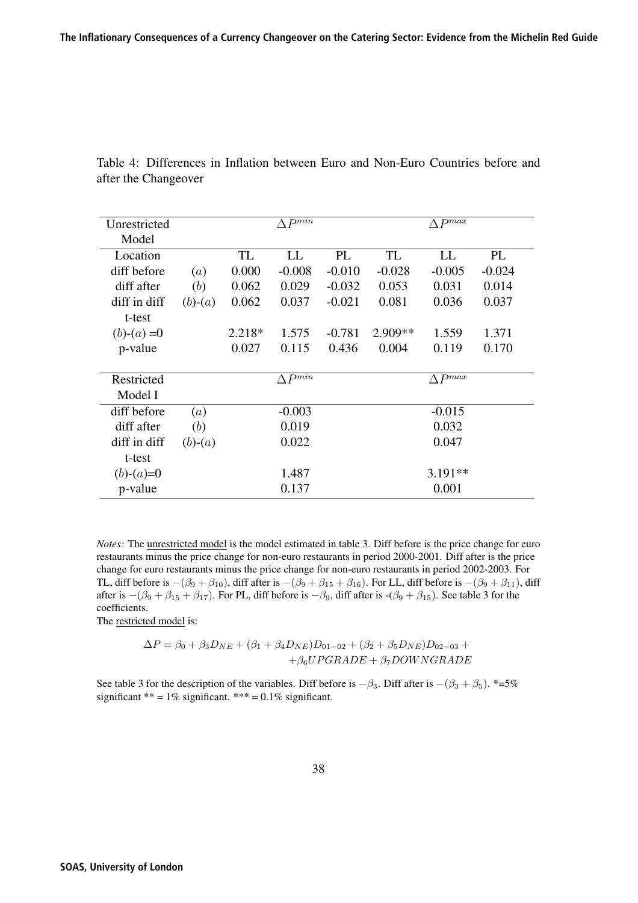Table 4: Differences in Inflation between Euro and Non-Euro Countries before and after the Changeover

| Unrestricted Model | | $\Delta P^{min}$ | | | $\Delta P^{max}$ | | |
|---|---|---|---|---|---|---|---|
| Location | | TL | LL | PL | TL | LL | PL |
| diff before | $(a)$ | 0.000 | -0.008 | -0.010 | -0.028 | -0.005 | -0.024 |
| diff after | $(b)$ | 0.062 | 0.029 | -0.032 | 0.053 | 0.031 | 0.014 |
| diff in diff | $(b)$-$(a)$ | 0.062 | 0.037 | -0.021 | 0.081 | 0.036 | 0.037 |
| t-test | | | | | | | |
| $(b)$-$(a)$ =0 | | 2.218* | 1.575 | -0.781 | 2.909** | 1.559 | 1.371 |
| p-value | | 0.027 | 0.115 | 0.436 | 0.004 | 0.119 | 0.170 |

| Restricted Model I | | $\Delta P^{min}$ | $\Delta P^{max}$ |
|---|---|---|---|
| diff before | $(a)$ | -0.003 | -0.015 |
| diff after | $(b)$ | 0.019 | 0.032 |
| diff in diff | $(b)$-$(a)$ | 0.022 | 0.047 |
| t-test | | | |
| $(b)$-$(a)$=0 | | 1.487 | 3.191** |
| p-value | | 0.137 | 0.001 |

*Notes:* The unrestricted model is the model estimated in table 3. Diff before is the price change for euro restaurants minus the price change for non-euro restaurants in period 2000-2001. Diff after is the price change for euro restaurants minus the price change for non-euro restaurants in period 2002-2003. For TL, diff before is $-(\beta_9 + \beta_{10})$, diff after is $-(\beta_9 + \beta_{15} + \beta_{16})$. For LL, diff before is $-(\beta_9 + \beta_{11})$, diff after is $-(\beta_9 + \beta_{15} + \beta_{17})$. For PL, diff before is $-\beta_9$, diff after is -$(\beta_9 + \beta_{15})$. See table 3 for the coefficients.

The restricted model is:

$$\Delta P = \beta_0 + \beta_3 D_{NE} + (\beta_1 + \beta_4 D_{NE}) D_{01-02} + (\beta_2 + \beta_5 D_{NE}) D_{02-03} + \\ + \beta_6 UPGRADE + \beta_7 DOWNGRADE$$

See table 3 for the description of the variables. Diff before is $-\beta_3$. Diff after is $-(\beta_3 + \beta_5)$. *=5% significant ** = 1% significant. *** = 0.1% significant.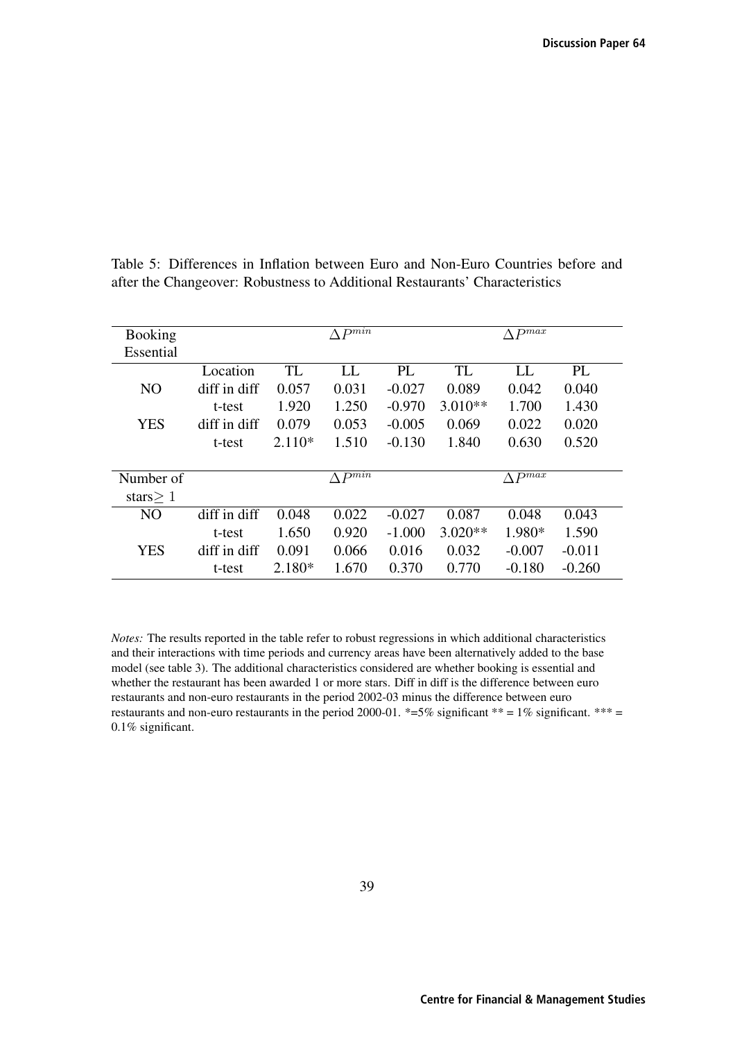Table 5: Differences in Inflation between Euro and Non-Euro Countries before and after the Changeover: Robustness to Additional Restaurants' Characteristics

| Booking Essential | | $\Delta P^{min}$ | | | $\Delta P^{max}$ | | |
|---|---|---|---|---|---|---|---|
| | Location | TL | LL | PL | TL | LL | PL |
| NO | diff in diff | 0.057 | 0.031 | -0.027 | 0.089 | 0.042 | 0.040 |
| | t-test | 1.920 | 1.250 | -0.970 | 3.010** | 1.700 | 1.430 |
| YES | diff in diff | 0.079 | 0.053 | -0.005 | 0.069 | 0.022 | 0.020 |
| | t-test | 2.110* | 1.510 | -0.130 | 1.840 | 0.630 | 0.520 |
| **Number of stars$\geq 1$** | | $\Delta P^{min}$ | | | $\Delta P^{max}$ | | |
| NO | diff in diff | 0.048 | 0.022 | -0.027 | 0.087 | 0.048 | 0.043 |
| | t-test | 1.650 | 0.920 | -1.000 | 3.020** | 1.980* | 1.590 |
| YES | diff in diff | 0.091 | 0.066 | 0.016 | 0.032 | -0.007 | -0.011 |
| | t-test | 2.180* | 1.670 | 0.370 | 0.770 | -0.180 | -0.260 |

*Notes:* The results reported in the table refer to robust regressions in which additional characteristics and their interactions with time periods and currency areas have been alternatively added to the base model (see table 3). The additional characteristics considered are whether booking is essential and whether the restaurant has been awarded 1 or more stars. Diff in diff is the difference between euro restaurants and non-euro restaurants in the period 2002-03 minus the difference between euro restaurants and non-euro restaurants in the period 2000-01. *=5% significant ** = 1% significant. *** = 0.1% significant.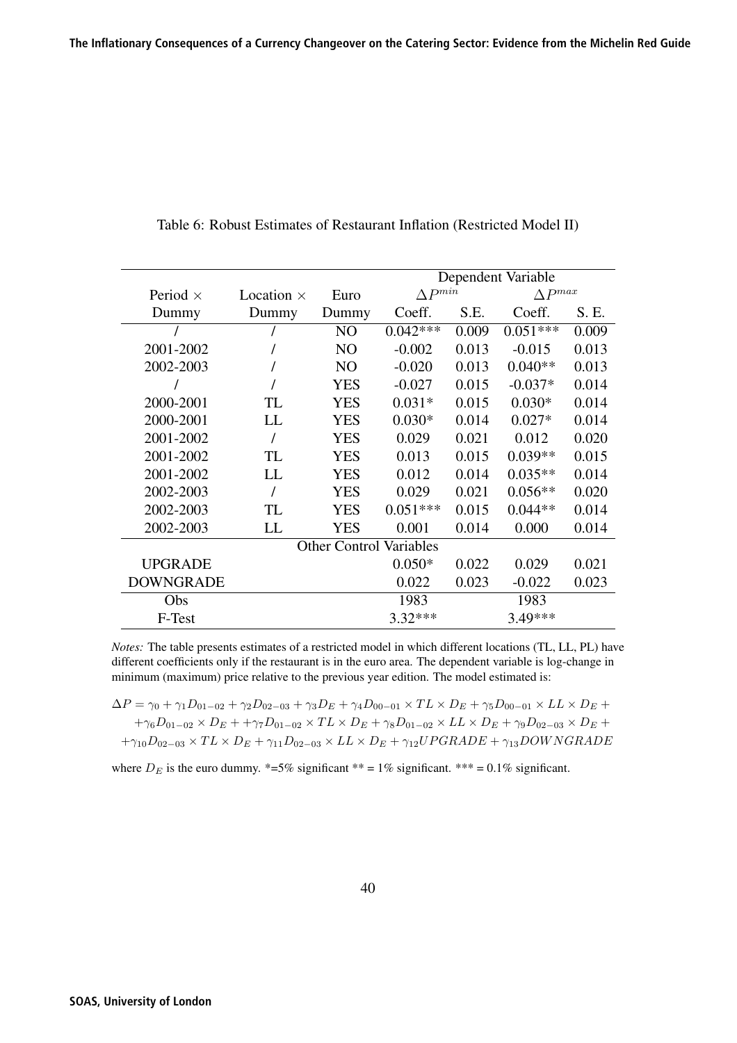Table 6: Robust Estimates of Restaurant Inflation (Restricted Model II)

| | | | Dependent Variable | | | |
|---|---|---|---|---|---|---|
| Period × | Location × | Euro | $\Delta P^{min}$ | | $\Delta P^{max}$ | |
| Dummy | Dummy | Dummy | Coeff. | S.E. | Coeff. | S. E. |
| / | / | NO | 0.042*** | 0.009 | 0.051*** | 0.009 |
| 2001-2002 | / | NO | -0.002 | 0.013 | -0.015 | 0.013 |
| 2002-2003 | / | NO | -0.020 | 0.013 | 0.040** | 0.013 |
| / | / | YES | -0.027 | 0.015 | -0.037* | 0.014 |
| 2000-2001 | TL | YES | 0.031* | 0.015 | 0.030* | 0.014 |
| 2000-2001 | LL | YES | 0.030* | 0.014 | 0.027* | 0.014 |
| 2001-2002 | / | YES | 0.029 | 0.021 | 0.012 | 0.020 |
| 2001-2002 | TL | YES | 0.013 | 0.015 | 0.039** | 0.015 |
| 2001-2002 | LL | YES | 0.012 | 0.014 | 0.035** | 0.014 |
| 2002-2003 | / | YES | 0.029 | 0.021 | 0.056** | 0.020 |
| 2002-2003 | TL | YES | 0.051*** | 0.015 | 0.044** | 0.014 |
| 2002-2003 | LL | YES | 0.001 | 0.014 | 0.000 | 0.014 |
| Other Control Variables | | | | | | |
| UPGRADE | | | 0.050* | 0.022 | 0.029 | 0.021 |
| DOWNGRADE | | | 0.022 | 0.023 | -0.022 | 0.023 |
| Obs | | | 1983 | | 1983 | |
| F-Test | | | 3.32*** | | 3.49*** | |

*Notes:* The table presents estimates of a restricted model in which different locations (TL, LL, PL) have different coefficients only if the restaurant is in the euro area. The dependent variable is log-change in minimum (maximum) price relative to the previous year edition. The model estimated is:

$$\Delta P = \gamma_0 + \gamma_1 D_{01-02} + \gamma_2 D_{02-03} + \gamma_3 D_E + \gamma_4 D_{00-01} \times TL \times D_E + \gamma_5 D_{00-01} \times LL \times D_E + \\ + \gamma_6 D_{01-02} \times D_E + + \gamma_7 D_{01-02} \times TL \times D_E + \gamma_8 D_{01-02} \times LL \times D_E + \gamma_9 D_{02-03} \times D_E + \\ + \gamma_{10} D_{02-03} \times TL \times D_E + \gamma_{11} D_{02-03} \times LL \times D_E + \gamma_{12} UPGRADE + \gamma_{13} DOWNGRADE$$

where $D_E$ is the euro dummy. *=5% significant ** = 1% significant. *** = 0.1% significant.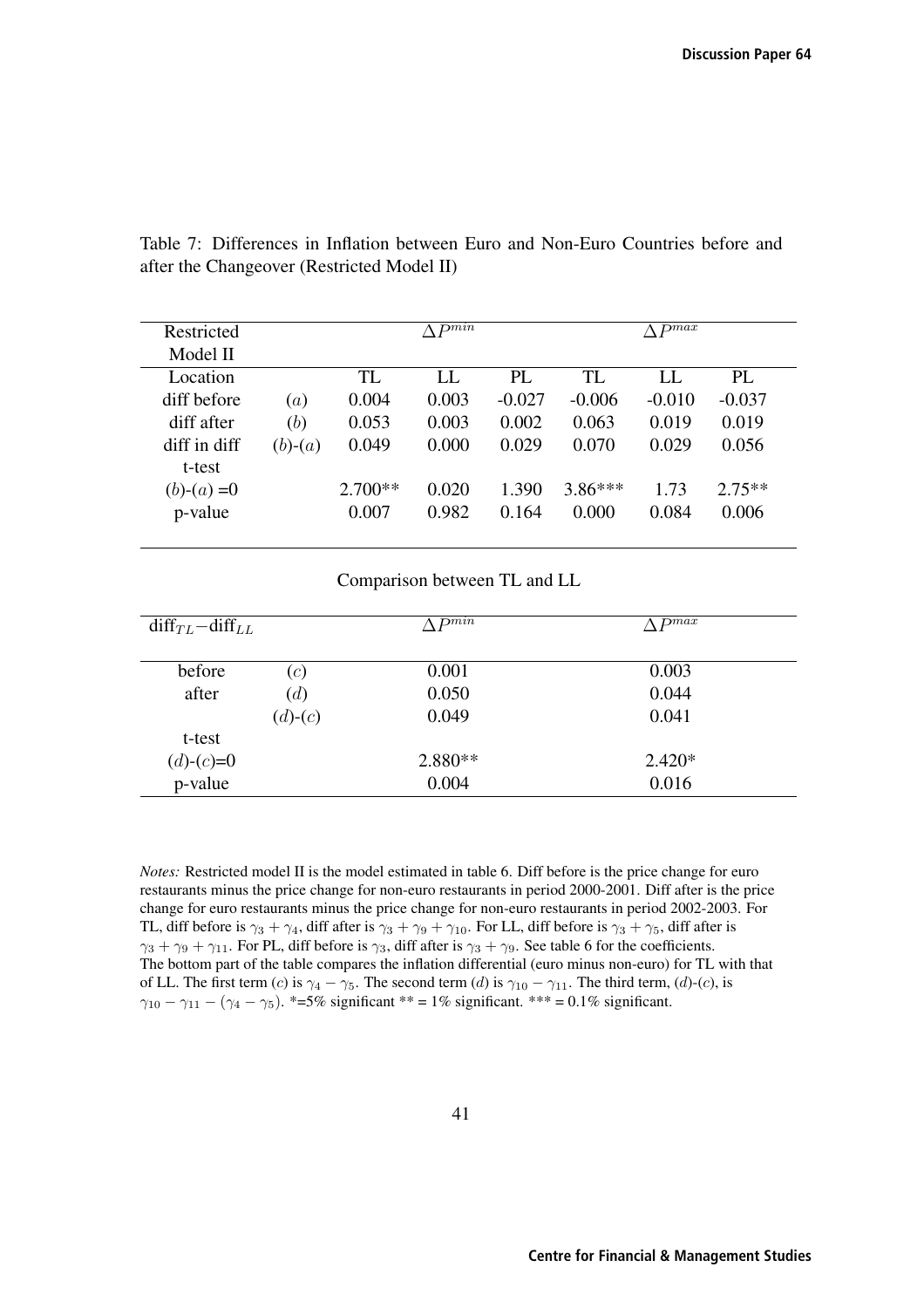Table 7: Differences in Inflation between Euro and Non-Euro Countries before and after the Changeover (Restricted Model II)

| Restricted Model II | | $\Delta P^{min}$ | | | $\Delta P^{max}$ | | |
|---|---|---|---|---|---|---|---|
| Location | | TL | LL | PL | TL | LL | PL |
| diff before | $(a)$ | 0.004 | 0.003 | -0.027 | -0.006 | -0.010 | -0.037 |
| diff after | $(b)$ | 0.053 | 0.003 | 0.002 | 0.063 | 0.019 | 0.019 |
| diff in diff | $(b)$-$(a)$ | 0.049 | 0.000 | 0.029 | 0.070 | 0.029 | 0.056 |
| t-test | | | | | | | |
| $(b)$-$(a)$ =0 | | 2.700** | 0.020 | 1.390 | 3.86*** | 1.73 | 2.75** |
| p-value | | 0.007 | 0.982 | 0.164 | 0.000 | 0.084 | 0.006 |

Comparison between TL and LL

| $\text{diff}_{TL} - \text{diff}_{LL}$ | | $\Delta P^{min}$ | $\Delta P^{max}$ |
|---|---|---|---|
| before | $(c)$ | 0.001 | 0.003 |
| after | $(d)$ | 0.050 | 0.044 |
| | $(d)$-$(c)$ | 0.049 | 0.041 |
| t-test | | | |
| $(d)$-$(c)$=0 | | 2.880** | 2.420* |
| p-value | | 0.004 | 0.016 |

*Notes:* Restricted model II is the model estimated in table 6. Diff before is the price change for euro restaurants minus the price change for non-euro restaurants in period 2000-2001. Diff after is the price change for euro restaurants minus the price change for non-euro restaurants in period 2002-2003. For TL, diff before is $\gamma_3 + \gamma_4$, diff after is $\gamma_3 + \gamma_9 + \gamma_{10}$. For LL, diff before is $\gamma_3 + \gamma_5$, diff after is $\gamma_3 + \gamma_9 + \gamma_{11}$. For PL, diff before is $\gamma_3$, diff after is $\gamma_3 + \gamma_9$. See table 6 for the coefficients. The bottom part of the table compares the inflation differential (euro minus non-euro) for TL with that of LL. The first term $(c)$ is $\gamma_4 - \gamma_5$. The second term $(d)$ is $\gamma_{10} - \gamma_{11}$. The third term, $(d)$-$(c)$, is $\gamma_{10} - \gamma_{11} - (\gamma_4 - \gamma_5)$. *=5% significant ** = 1% significant. *** = 0.1% significant.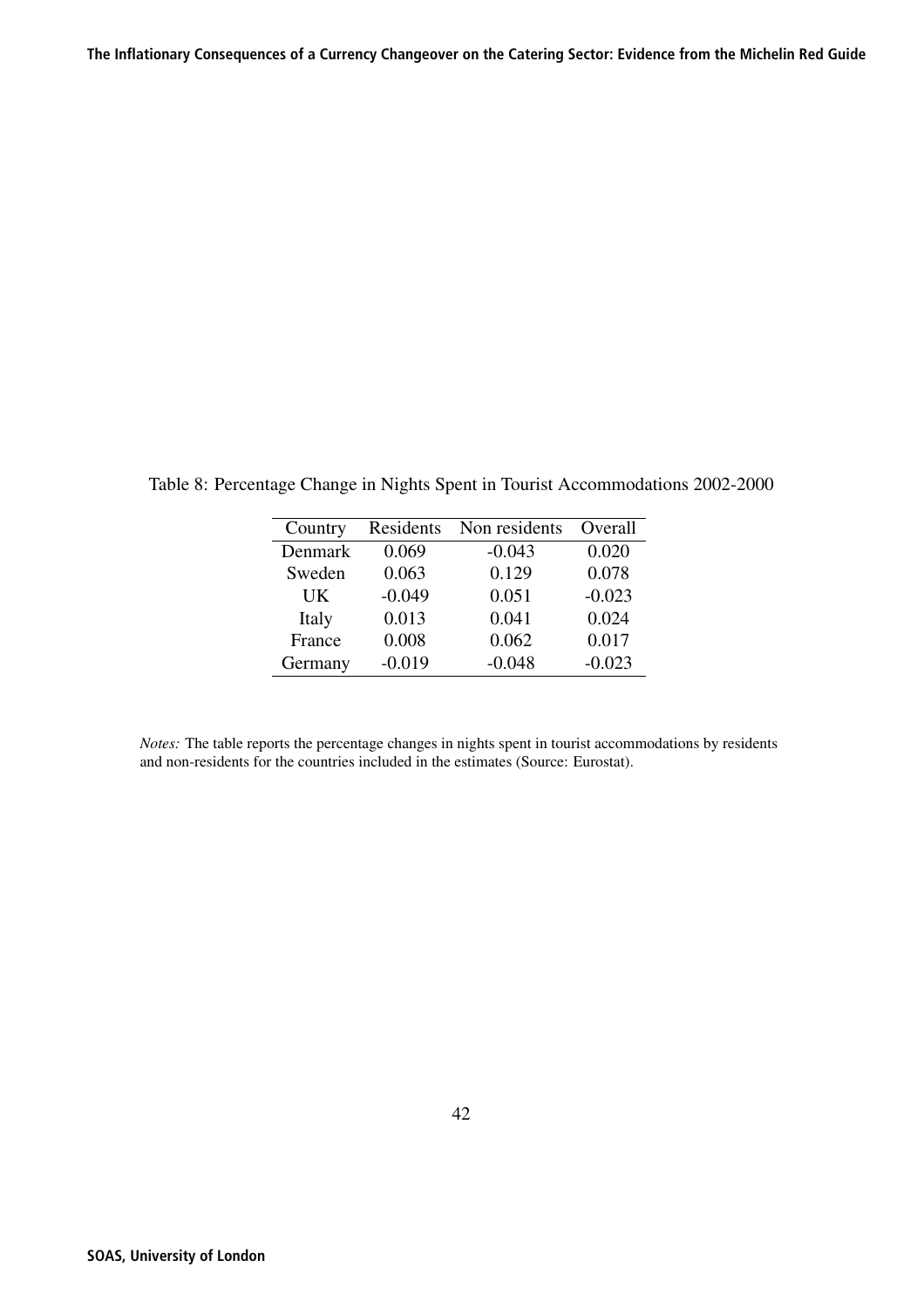Table 8: Percentage Change in Nights Spent in Tourist Accommodations 2002-2000

| Country | Residents | Non residents | Overall |
|---|---|---|---|
| Denmark | 0.069 | -0.043 | 0.020 |
| Sweden | 0.063 | 0.129 | 0.078 |
| UK | -0.049 | 0.051 | -0.023 |
| Italy | 0.013 | 0.041 | 0.024 |
| France | 0.008 | 0.062 | 0.017 |
| Germany | -0.019 | -0.048 | -0.023 |

*Notes:* The table reports the percentage changes in nights spent in tourist accommodations by residents and non-residents for the countries included in the estimates (Source: Eurostat).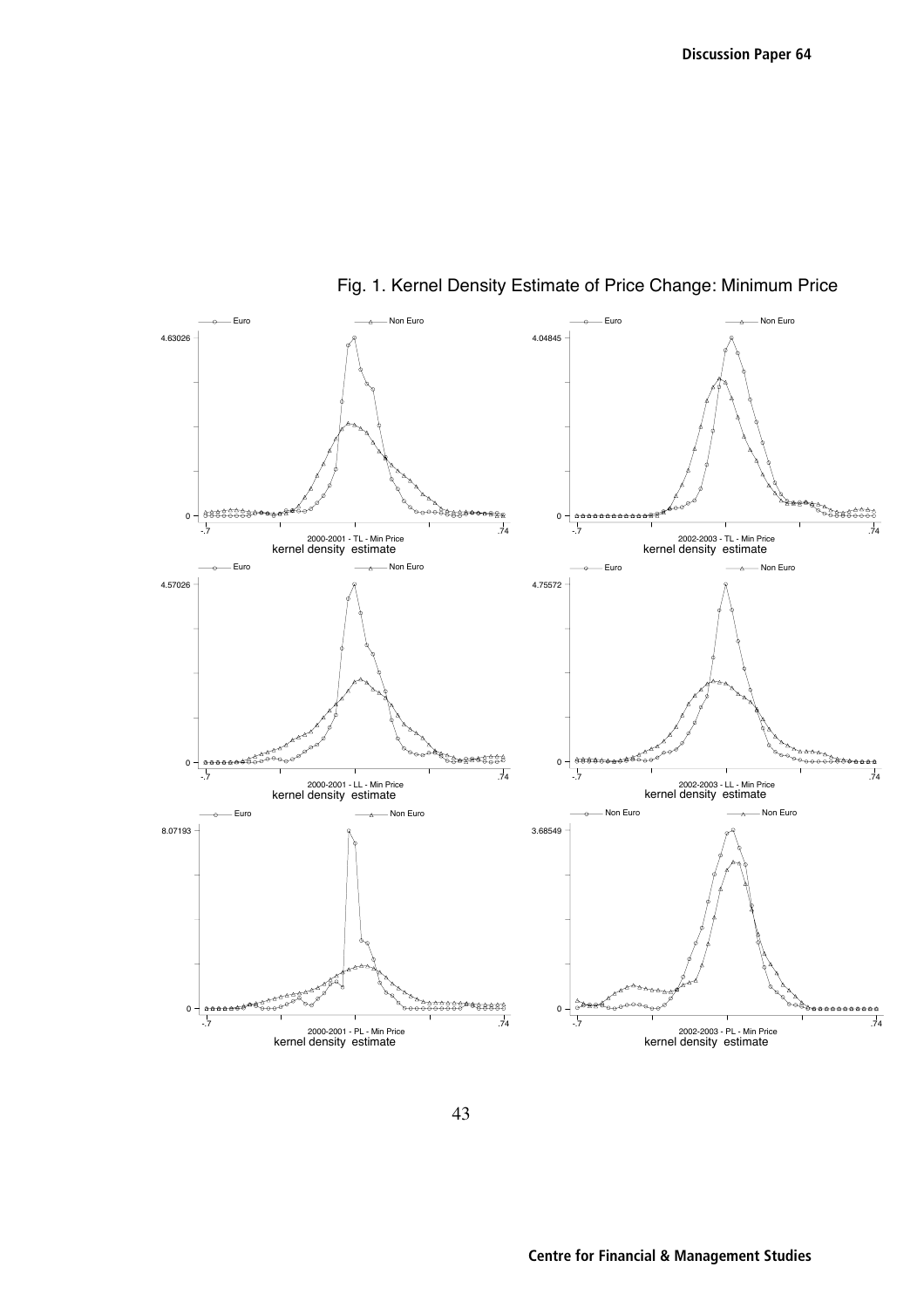Fig. 1. Kernel Density Estimate of Price Change: Minimum Price

Euro — Non Euro

4.63026

0

-.7 .74

2000-2001 - TL - Min Price
kernel density estimate

Euro — Non Euro

4.04845

0

-.7 .74

2002-2003 - TL - Min Price
kernel density estimate

Euro — Non Euro

4.57026

0

-.7 .74

2000-2001 - LL - Min Price
kernel density estimate

Euro — Non Euro

4.75572

0

-.7 .74

2002-2003 - LL - Min Price
kernel density estimate

Euro — Non Euro

8.07193

0

-.7 .74

2000-2001 - PL - Min Price
kernel density estimate

Non Euro — Non Euro

3.68549

0

-.7 .74

2002-2003 - PL - Min Price
kernel density estimate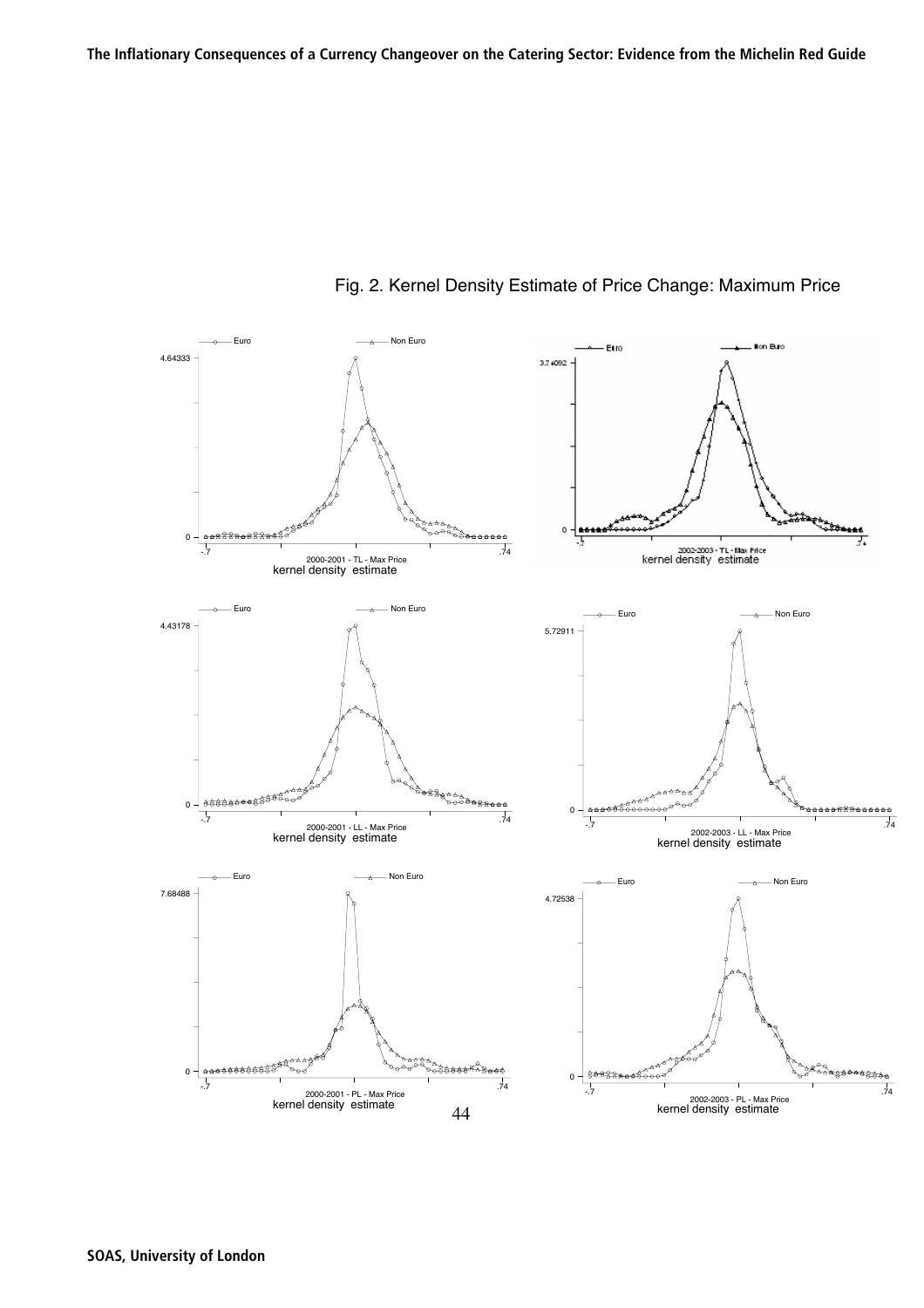Fig. 2. Kernel Density Estimate of Price Change: Maximum Price

Euro
Non Euro
4.64333
0
-.7
.74
2000-2001 - TL - Max Price
kernel density estimate

Euro
Non Euro
3.74092
0
-.7
.74
2002-2003 - TL - Max Price
kernel density estimate

Euro
Non Euro
4.43178
0
-.7
.74
2000-2001 - LL - Max Price
kernel density estimate

Euro
Non Euro
5.72911
0
-.7
.74
2002-2003 - LL - Max Price
kernel density estimate

Euro
Non Euro
7.68488
0
-.7
.74
2000-2001 - PL - Max Price
kernel density estimate

Euro
Non Euro
4.72538
0
-.7
.74
2002-2003 - PL - Max Price
kernel density estimate